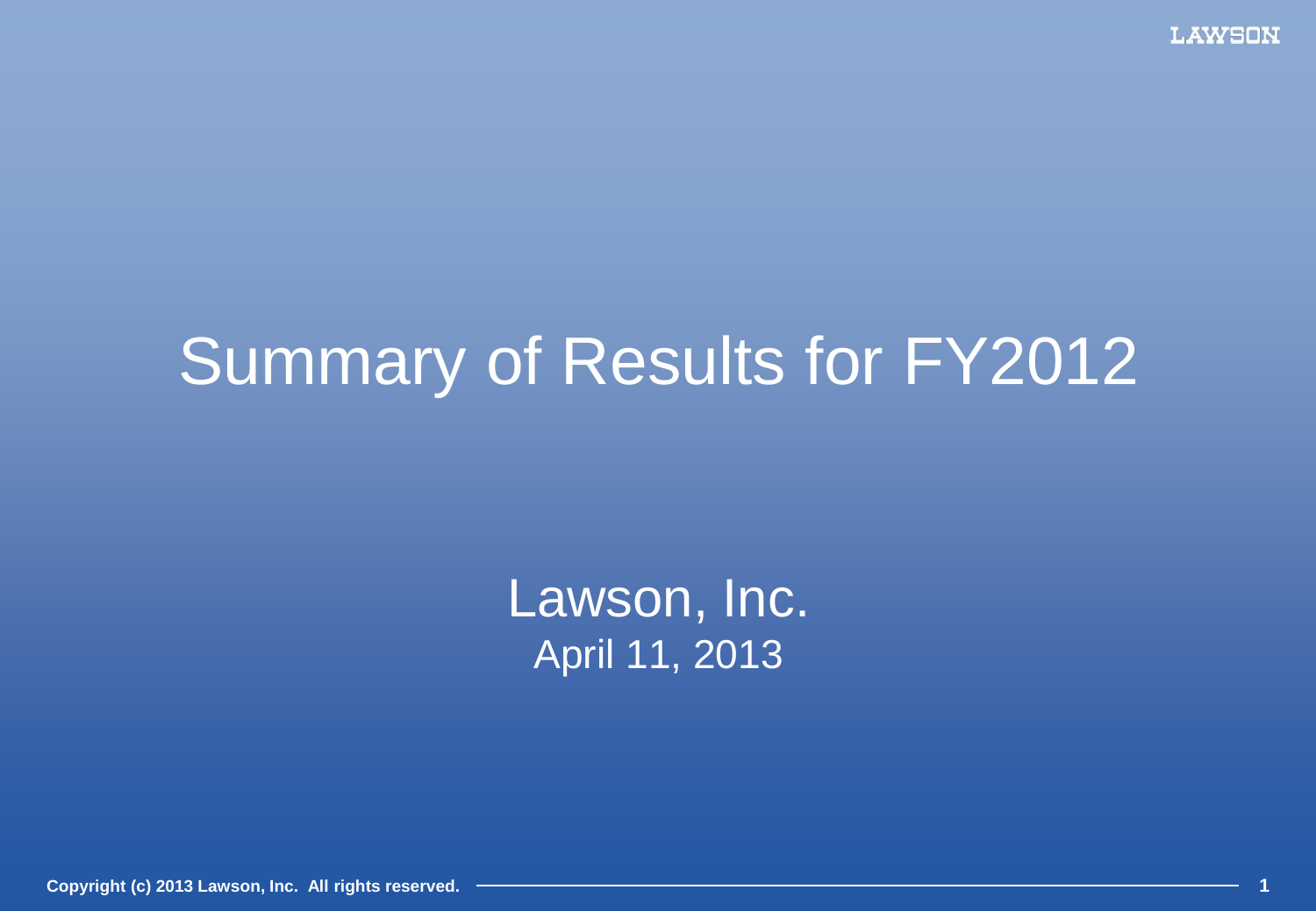# Summary of Results for FY2012

Lawson, Inc.

April 11, 2013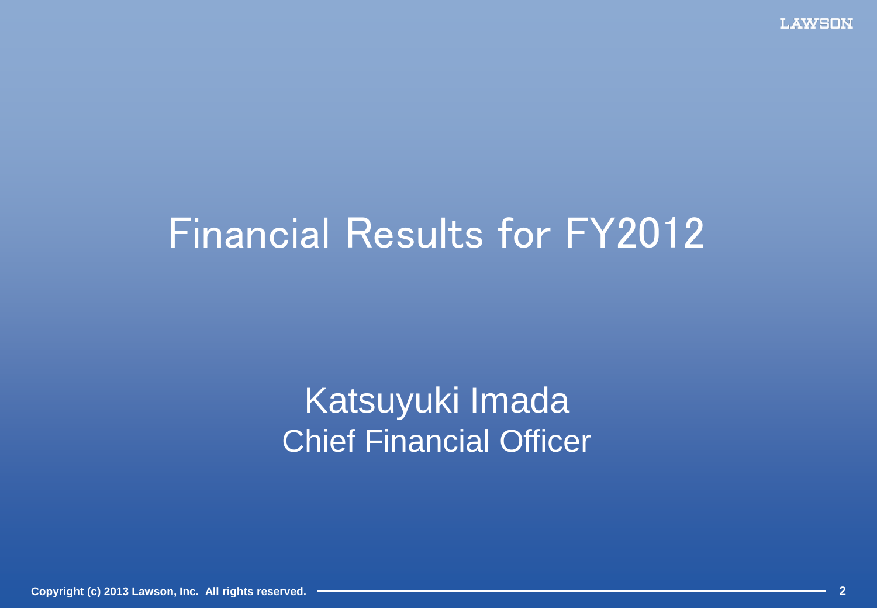# Financial Results for FY2012

Katsuyuki Imada
Chief Financial Officer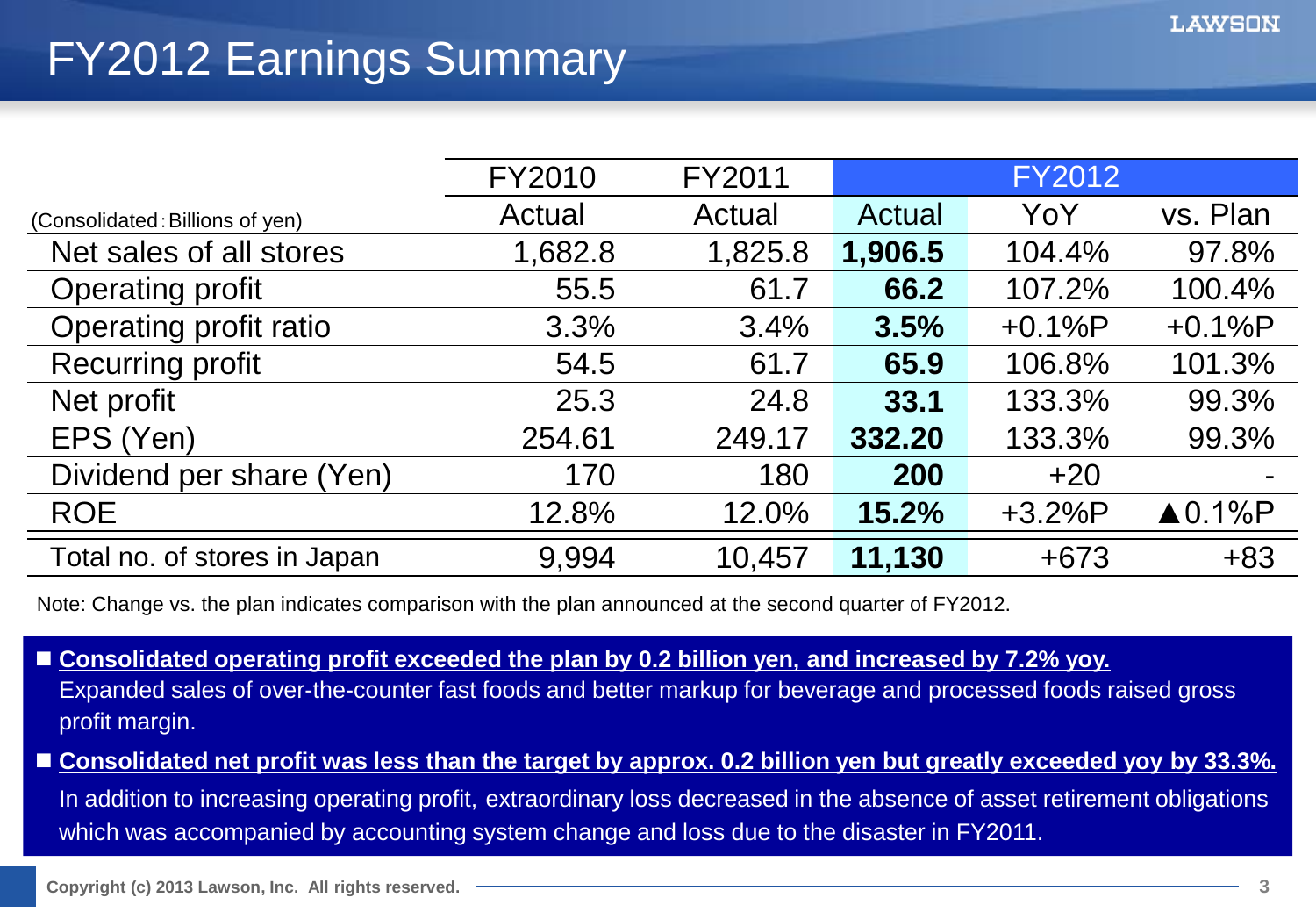# FY2012 Earnings Summary

| (Consolidated：Billions of yen) | FY2010 | FY2011 | FY2012 | | |
|---|---|---|---|---|---|
| | Actual | Actual | Actual | YoY | vs. Plan |
| Net sales of all stores | 1,682.8 | 1,825.8 | **1,906.5** | 104.4% | 97.8% |
| Operating profit | 55.5 | 61.7 | **66.2** | 107.2% | 100.4% |
| Operating profit ratio | 3.3% | 3.4% | **3.5%** | +0.1%P | +0.1%P |
| Recurring profit | 54.5 | 61.7 | **65.9** | 106.8% | 101.3% |
| Net profit | 25.3 | 24.8 | **33.1** | 133.3% | 99.3% |
| EPS (Yen) | 254.61 | 249.17 | **332.20** | 133.3% | 99.3% |
| Dividend per share (Yen) | 170 | 180 | **200** | +20 | - |
| ROE | 12.8% | 12.0% | **15.2%** | +3.2%P | ▲0.1%P |
| Total no. of stores in Japan | 9,994 | 10,457 | **11,130** | +673 | +83 |

Note: Change vs. the plan indicates comparison with the plan announced at the second quarter of FY2012.

- **Consolidated operating profit exceeded the plan by 0.2 billion yen, and increased by 7.2% yoy.**
  Expanded sales of over-the-counter fast foods and better markup for beverage and processed foods raised gross profit margin.
- **Consolidated net profit was less than the target by approx. 0.2 billion yen but greatly exceeded yoy by 33.3%.**
  In addition to increasing operating profit, extraordinary loss decreased in the absence of asset retirement obligations which was accompanied by accounting system change and loss due to the disaster in FY2011.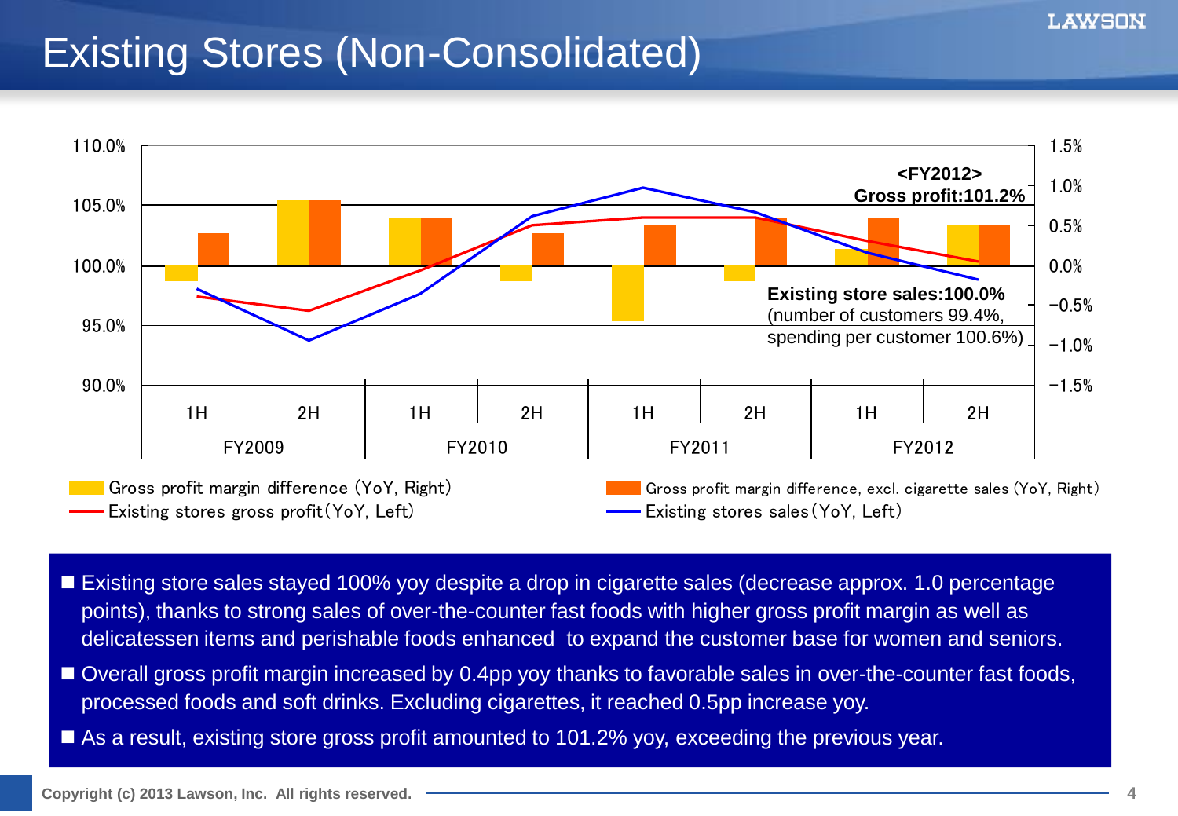# Existing Stores (Non-Consolidated)

<FY2012>
Gross profit:101.2%

Existing store sales:100.0%
(number of customers 99.4%, spending per customer 100.6%)

| | FY2009 | | FY2010 | | FY2011 | | FY2012 | |
|---|---|---|---|---|---|---|---|---|
| | 1H | 2H | 1H | 2H | 1H | 2H | 1H | 2H |

- Gross profit margin difference (YoY, Right)
- Gross profit margin difference, excl. cigarette sales (YoY, Right)
- Existing stores gross profit (YoY, Left)
- Existing stores sales (YoY, Left)

- Existing store sales stayed 100% yoy despite a drop in cigarette sales (decrease approx. 1.0 percentage points), thanks to strong sales of over-the-counter fast foods with higher gross profit margin as well as delicatessen items and perishable foods enhanced to expand the customer base for women and seniors.
- Overall gross profit margin increased by 0.4pp yoy thanks to favorable sales in over-the-counter fast foods, processed foods and soft drinks. Excluding cigarettes, it reached 0.5pp increase yoy.
- As a result, existing store gross profit amounted to 101.2% yoy, exceeding the previous year.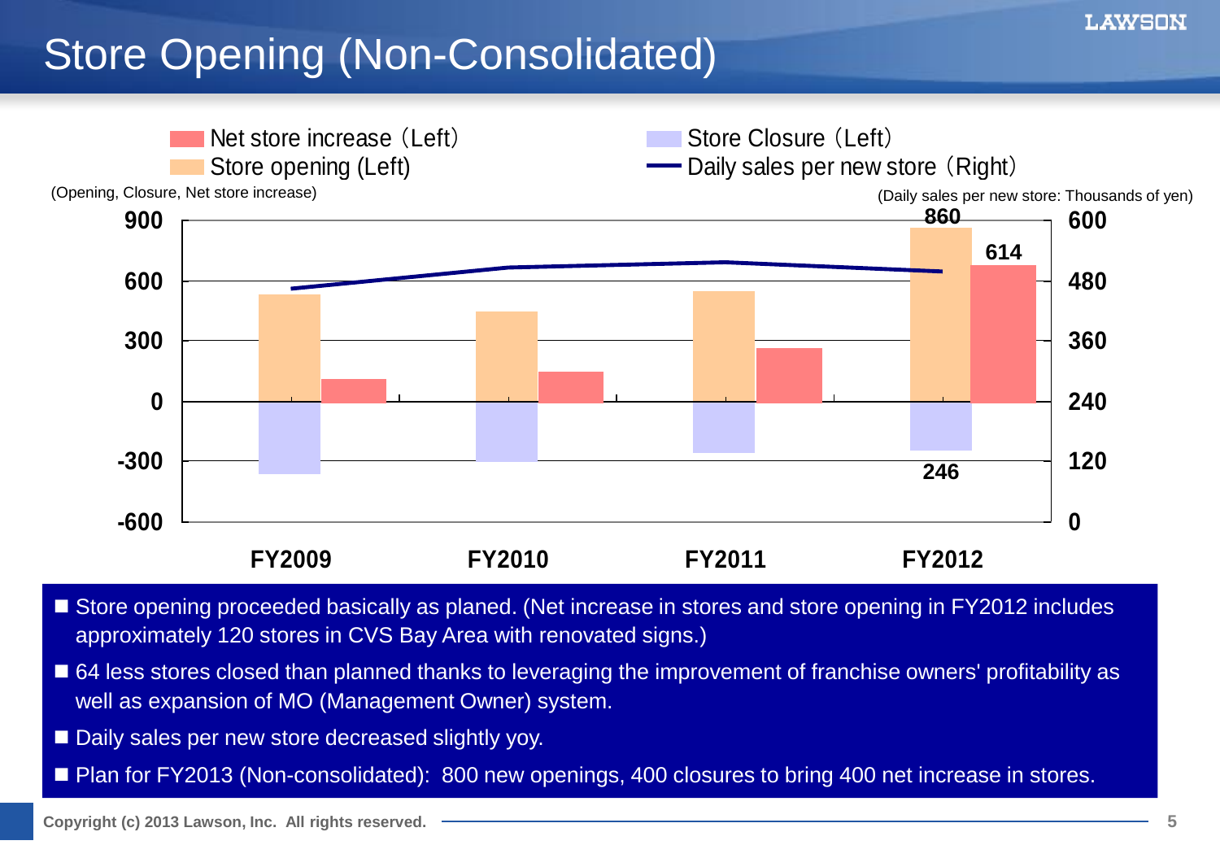# Store Opening (Non-Consolidated)

Net store increase (Left) | Store Closure (Left) | Store opening (Left) | Daily sales per new store (Right)

(Opening, Closure, Net store increase)

(Daily sales per new store: Thousands of yen)

FY2012: Store opening 860, Net store increase 614, Store closure 246

FY2009 | FY2010 | FY2011 | FY2012

- Store opening proceeded basically as planed. (Net increase in stores and store opening in FY2012 includes approximately 120 stores in CVS Bay Area with renovated signs.)
- 64 less stores closed than planned thanks to leveraging the improvement of franchise owners' profitability as well as expansion of MO (Management Owner) system.
- Daily sales per new store decreased slightly yoy.
- Plan for FY2013 (Non-consolidated): 800 new openings, 400 closures to bring 400 net increase in stores.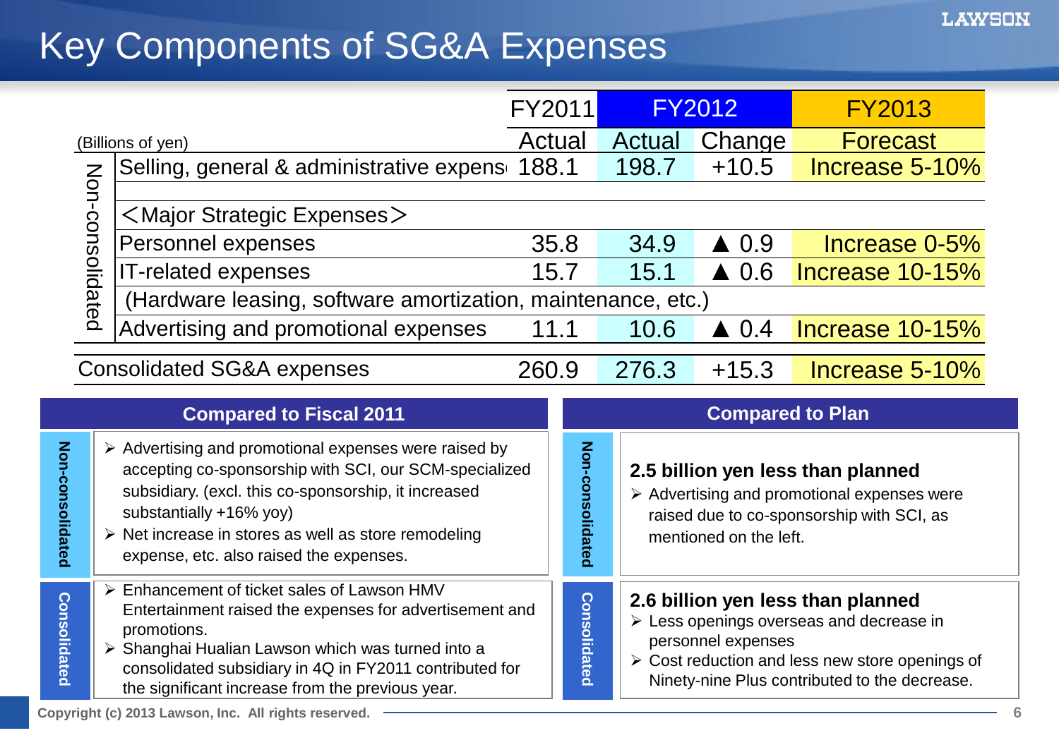# Key Components of SG&A Expenses

| (Billions of yen) | | FY2011 | FY2012 | | FY2013 |
|---|---|---|---|---|---|
| | | Actual | Actual | Change | Forecast |
| Non-consolidated | Selling, general & administrative expens | 188.1 | 198.7 | +10.5 | Increase 5-10% |
| | | | | | |
| | <Major Strategic Expenses> | | | | |
| | Personnel expenses | 35.8 | 34.9 | ▲ 0.9 | Increase 0-5% |
| | IT-related expenses | 15.7 | 15.1 | ▲ 0.6 | Increase 10-15% |
| | (Hardware leasing, software amortization, maintenance, etc.) | | | | |
| | Advertising and promotional expenses | 11.1 | 10.6 | ▲ 0.4 | Increase 10-15% |
| Consolidated SG&A expenses | | 260.9 | 276.3 | +15.3 | Increase 5-10% |

## Compared to Fiscal 2011

**Non-consolidated**

- Advertising and promotional expenses were raised by accepting co-sponsorship with SCI, our SCM-specialized subsidiary. (excl. this co-sponsorship, it increased substantially +16% yoy)
- Net increase in stores as well as store remodeling expense, etc. also raised the expenses.

**Consolidated**

- Enhancement of ticket sales of Lawson HMV Entertainment raised the expenses for advertisement and promotions.
- Shanghai Hualian Lawson which was turned into a consolidated subsidiary in 4Q in FY2011 contributed for the significant increase from the previous year.

## Compared to Plan

**Non-consolidated**

**2.5 billion yen less than planned**

- Advertising and promotional expenses were raised due to co-sponsorship with SCI, as mentioned on the left.

**Consolidated**

**2.6 billion yen less than planned**

- Less openings overseas and decrease in personnel expenses
- Cost reduction and less new store openings of Ninety-nine Plus contributed to the decrease.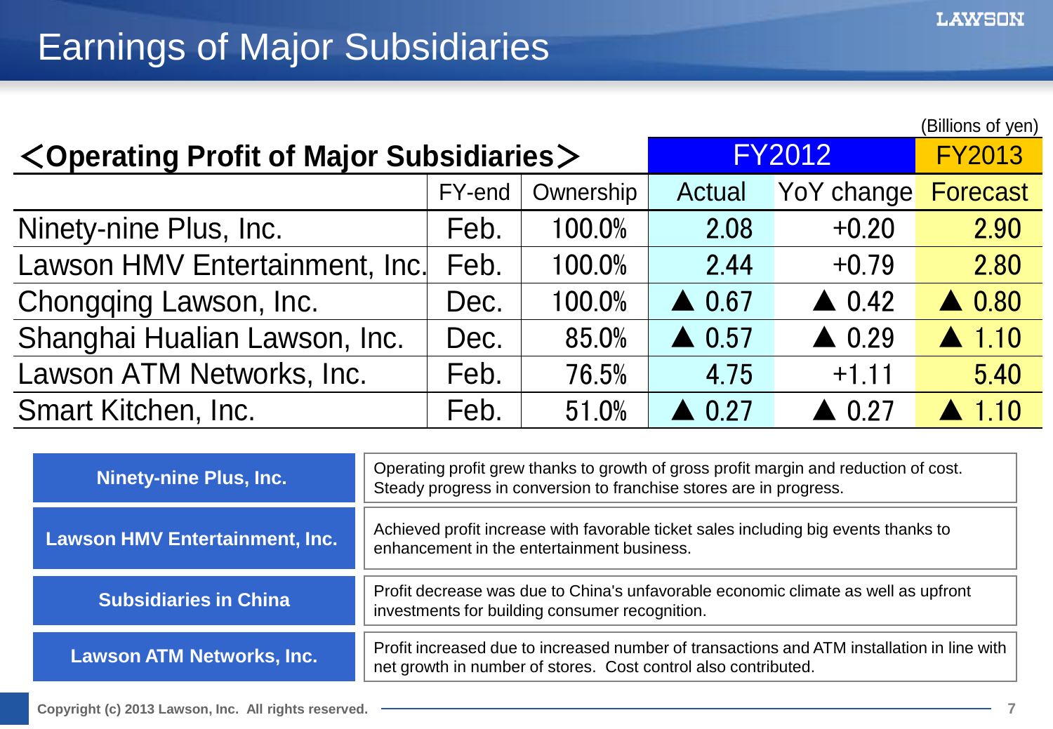# Earnings of Major Subsidiaries

(Billions of yen)

| ＜Operating Profit of Major Subsidiaries＞ | | | FY2012 | | FY2013 |
|---|---|---|---|---|---|
| | FY-end | Ownership | Actual | YoY change | Forecast |
| Ninety-nine Plus, Inc. | Feb. | 100.0% | 2.08 | +0.20 | 2.90 |
| Lawson HMV Entertainment, Inc. | Feb. | 100.0% | 2.44 | +0.79 | 2.80 |
| Chongqing Lawson, Inc. | Dec. | 100.0% | ▲ 0.67 | ▲ 0.42 | ▲ 0.80 |
| Shanghai Hualian Lawson, Inc. | Dec. | 85.0% | ▲ 0.57 | ▲ 0.29 | ▲ 1.10 |
| Lawson ATM Networks, Inc. | Feb. | 76.5% | 4.75 | +1.11 | 5.40 |
| Smart Kitchen, Inc. | Feb. | 51.0% | ▲ 0.27 | ▲ 0.27 | ▲ 1.10 |

| | |
|---|---|
| **Ninety-nine Plus, Inc.** | Operating profit grew thanks to growth of gross profit margin and reduction of cost. Steady progress in conversion to franchise stores are in progress. |
| **Lawson HMV Entertainment, Inc.** | Achieved profit increase with favorable ticket sales including big events thanks to enhancement in the entertainment business. |
| **Subsidiaries in China** | Profit decrease was due to China's unfavorable economic climate as well as upfront investments for building consumer recognition. |
| **Lawson ATM Networks, Inc.** | Profit increased due to increased number of transactions and ATM installation in line with net growth in number of stores. Cost control also contributed. |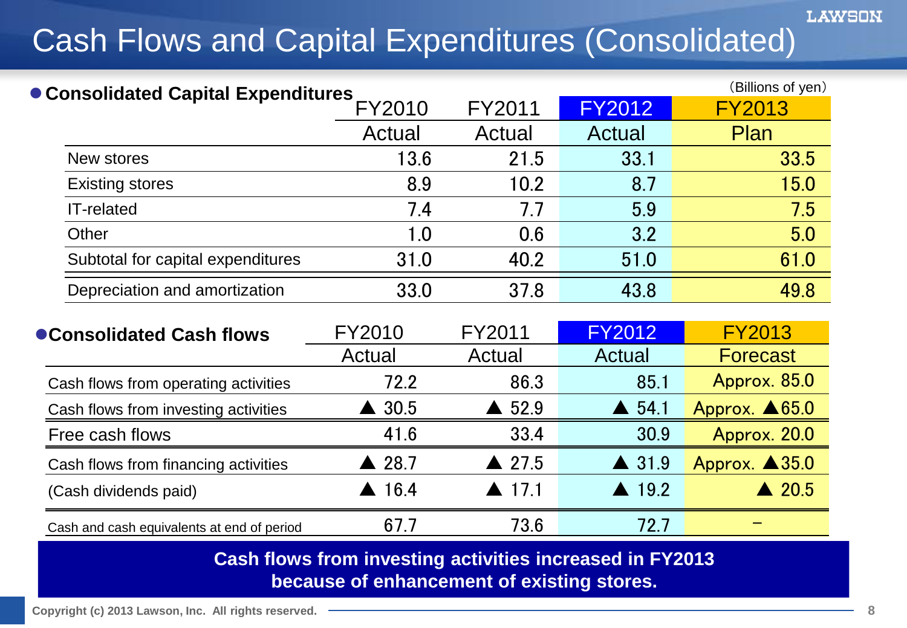# Cash Flows and Capital Expenditures (Consolidated)

## ● Consolidated Capital Expenditures

(Billions of yen)

| | FY2010 Actual | FY2011 Actual | FY2012 Actual | FY2013 Plan |
|---|---|---|---|---|
| New stores | 13.6 | 21.5 | 33.1 | 33.5 |
| Existing stores | 8.9 | 10.2 | 8.7 | 15.0 |
| IT-related | 7.4 | 7.7 | 5.9 | 7.5 |
| Other | 1.0 | 0.6 | 3.2 | 5.0 |
| Subtotal for capital expenditures | 31.0 | 40.2 | 51.0 | 61.0 |
| Depreciation and amortization | 33.0 | 37.8 | 43.8 | 49.8 |

## ● Consolidated Cash flows

| | FY2010 Actual | FY2011 Actual | FY2012 Actual | FY2013 Forecast |
|---|---|---|---|---|
| Cash flows from operating activities | 72.2 | 86.3 | 85.1 | Approx. 85.0 |
| Cash flows from investing activities | ▲ 30.5 | ▲ 52.9 | ▲ 54.1 | Approx. ▲65.0 |
| Free cash flows | 41.6 | 33.4 | 30.9 | Approx. 20.0 |
| Cash flows from financing activities | ▲ 28.7 | ▲ 27.5 | ▲ 31.9 | Approx. ▲35.0 |
| (Cash dividends paid) | ▲ 16.4 | ▲ 17.1 | ▲ 19.2 | ▲ 20.5 |
| Cash and cash equivalents at end of period | 67.7 | 73.6 | 72.7 | – |

**Cash flows from investing activities increased in FY2013 because of enhancement of existing stores.**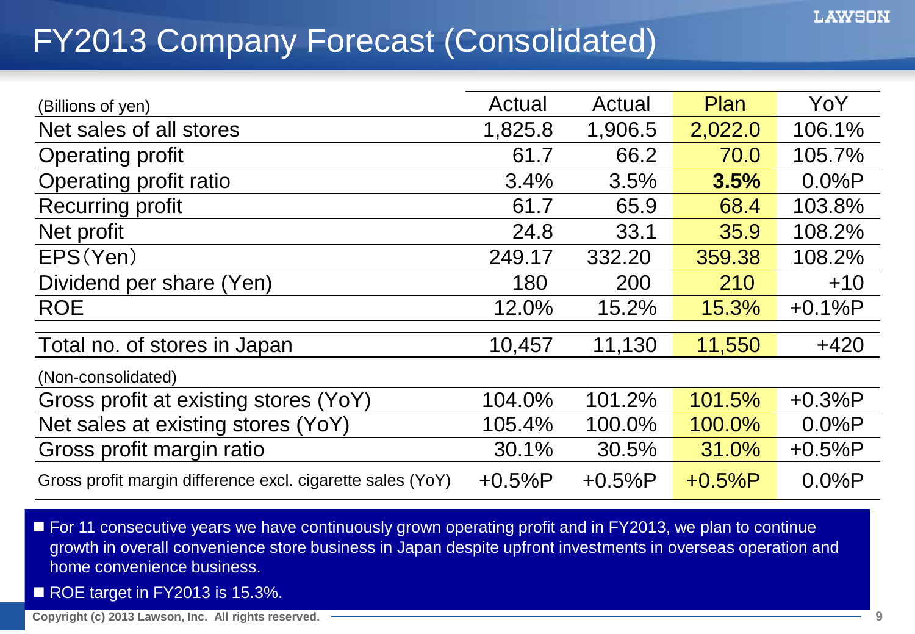# FY2013 Company Forecast (Consolidated)

| (Billions of yen) | Actual | Actual | Plan | YoY |
|---|---|---|---|---|
| Net sales of all stores | 1,825.8 | 1,906.5 | 2,022.0 | 106.1% |
| Operating profit | 61.7 | 66.2 | 70.0 | 105.7% |
| Operating profit ratio | 3.4% | 3.5% | **3.5%** | 0.0%P |
| Recurring profit | 61.7 | 65.9 | 68.4 | 103.8% |
| Net profit | 24.8 | 33.1 | 35.9 | 108.2% |
| EPS（Yen） | 249.17 | 332.20 | 359.38 | 108.2% |
| Dividend per share (Yen) | 180 | 200 | 210 | +10 |
| ROE | 12.0% | 15.2% | 15.3% | +0.1%P |
| Total no. of stores in Japan | 10,457 | 11,130 | 11,550 | +420 |
| (Non-consolidated) | | | | |
| Gross profit at existing stores (YoY) | 104.0% | 101.2% | 101.5% | +0.3%P |
| Net sales at existing stores (YoY) | 105.4% | 100.0% | 100.0% | 0.0%P |
| Gross profit margin ratio | 30.1% | 30.5% | 31.0% | +0.5%P |
| Gross profit margin difference excl. cigarette sales (YoY) | +0.5%P | +0.5%P | +0.5%P | 0.0%P |

- For 11 consecutive years we have continuously grown operating profit and in FY2013, we plan to continue growth in overall convenience store business in Japan despite upfront investments in overseas operation and home convenience business.
- ROE target in FY2013 is 15.3%.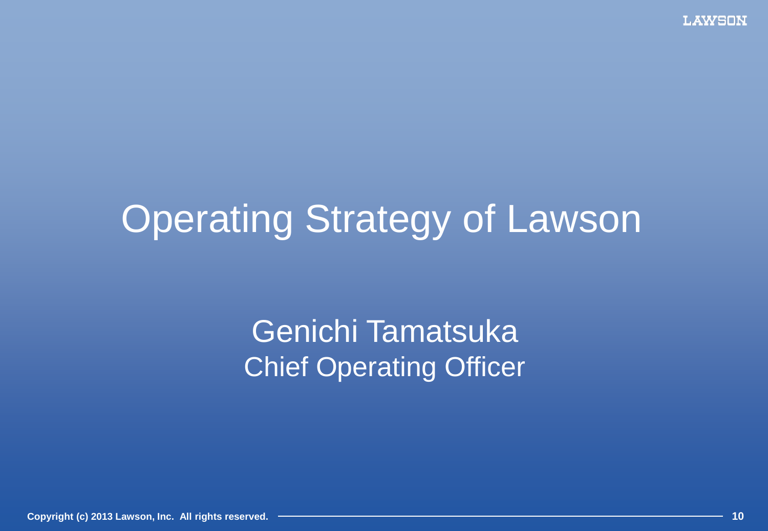# Operating Strategy of Lawson

Genichi Tamatsuka
Chief Operating Officer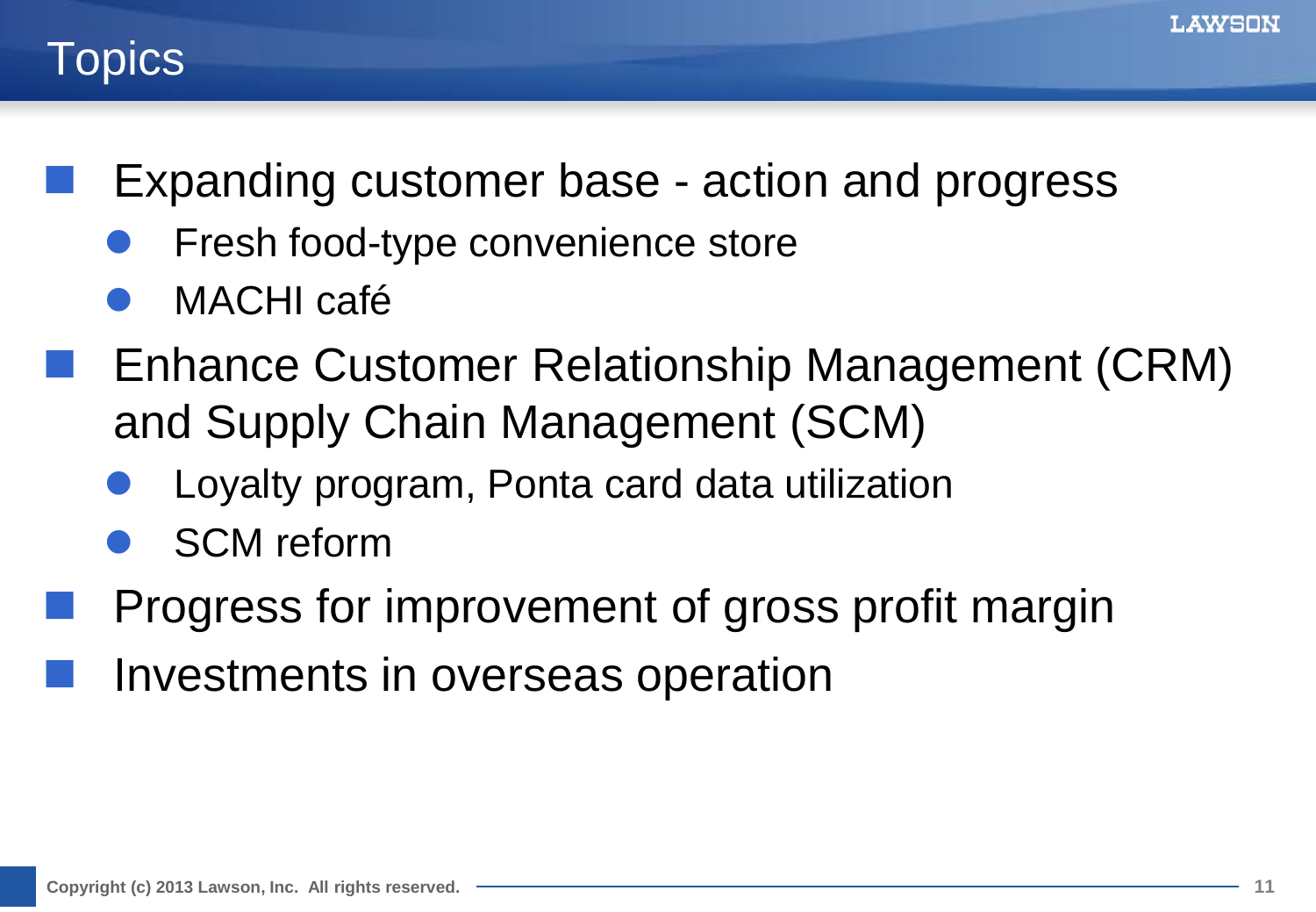# Topics

- Expanding customer base - action and progress
  - Fresh food-type convenience store
  - MACHI café
- Enhance Customer Relationship Management (CRM) and Supply Chain Management (SCM)
  - Loyalty program, Ponta card data utilization
  - SCM reform
- Progress for improvement of gross profit margin
- Investments in overseas operation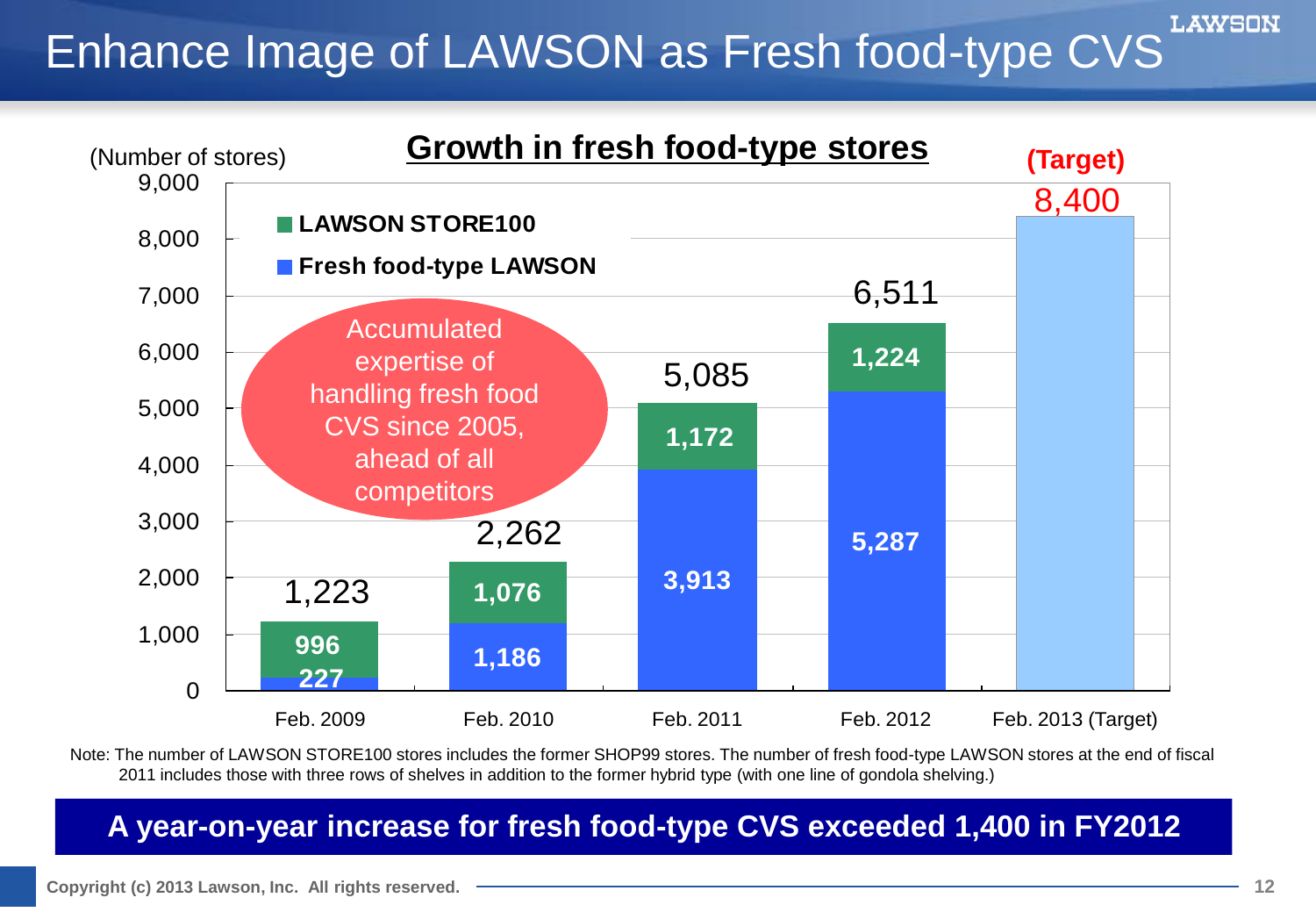# Enhance Image of LAWSON as Fresh food-type CVS

## Growth in fresh food-type stores

(Number of stores)

| | Feb. 2009 | Feb. 2010 | Feb. 2011 | Feb. 2012 | Feb. 2013 (Target) |
|---|---|---|---|---|---|
| LAWSON STORE100 | 996 | 1,076 | 1,172 | 1,224 | |
| Fresh food-type LAWSON | 227 | 1,186 | 3,913 | 5,287 | |
| Total | 1,223 | 2,262 | 5,085 | 6,511 | 8,400 |

Accumulated expertise of handling fresh food CVS since 2005, ahead of all competitors

Note: The number of LAWSON STORE100 stores includes the former SHOP99 stores. The number of fresh food-type LAWSON stores at the end of fiscal 2011 includes those with three rows of shelves in addition to the former hybrid type (with one line of gondola shelving.)

**A year-on-year increase for fresh food-type CVS exceeded 1,400 in FY2012**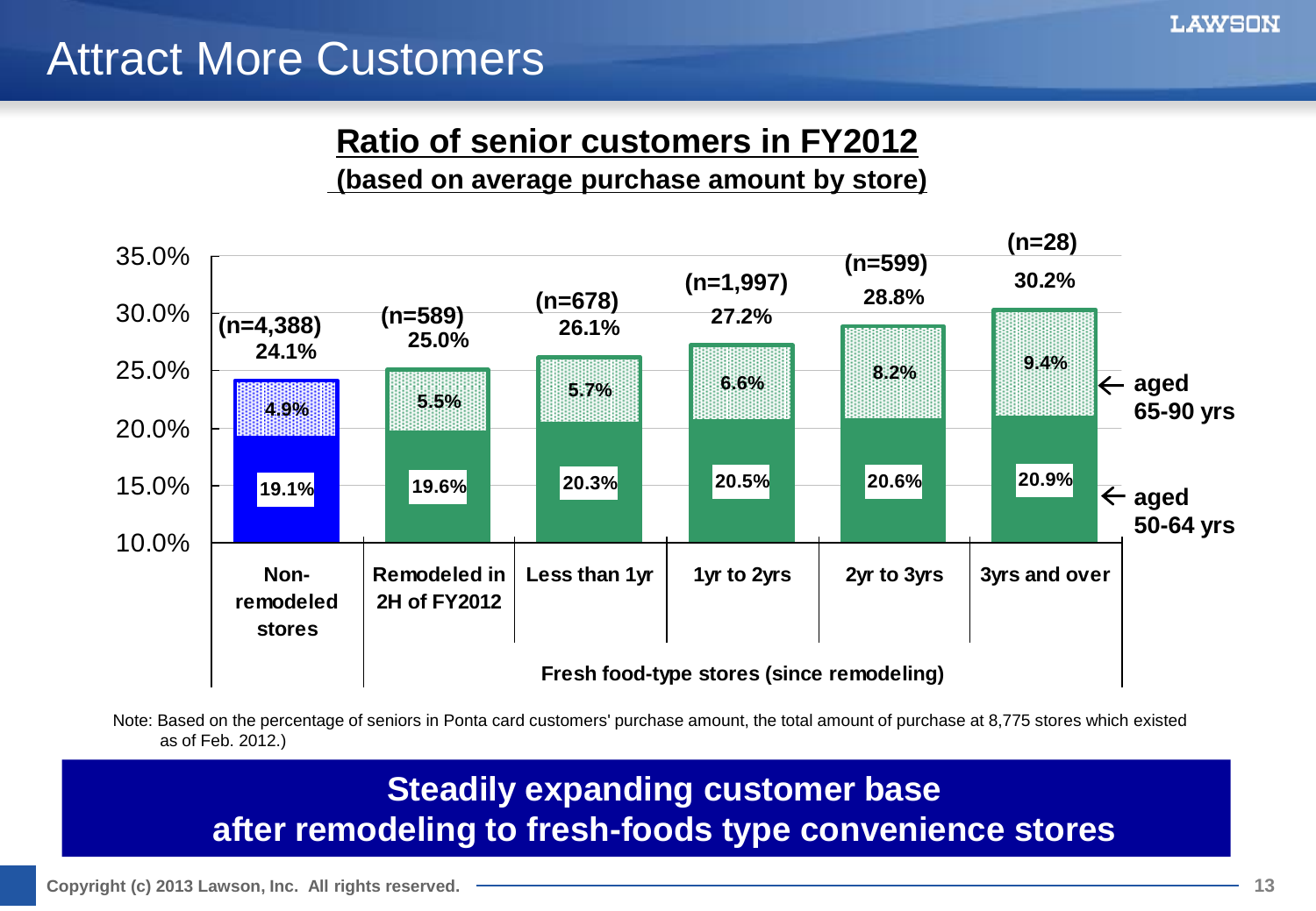# Attract More Customers

## Ratio of senior customers in FY2012

**(based on average purchase amount by store)**

| | Non-remodeled stores | Remodeled in 2H of FY2012 | Less than 1yr | 1yr to 2yrs | 2yr to 3yrs | 3yrs and over |
|---|---|---|---|---|---|---|
| n | 4,388 | 589 | 678 | 1,997 | 599 | 28 |
| Total | 24.1% | 25.0% | 26.1% | 27.2% | 28.8% | 30.2% |
| aged 65-90 yrs | 4.9% | 5.5% | 5.7% | 6.6% | 8.2% | 9.4% |
| aged 50-64 yrs | 19.1% | 19.6% | 20.3% | 20.5% | 20.6% | 20.9% |

Fresh food-type stores (since remodeling): Remodeled in 2H of FY2012, Less than 1yr, 1yr to 2yrs, 2yr to 3yrs, 3yrs and over

Note: Based on the percentage of seniors in Ponta card customers' purchase amount, the total amount of purchase at 8,775 stores which existed as of Feb. 2012.)

**Steadily expanding customer base after remodeling to fresh-foods type convenience stores**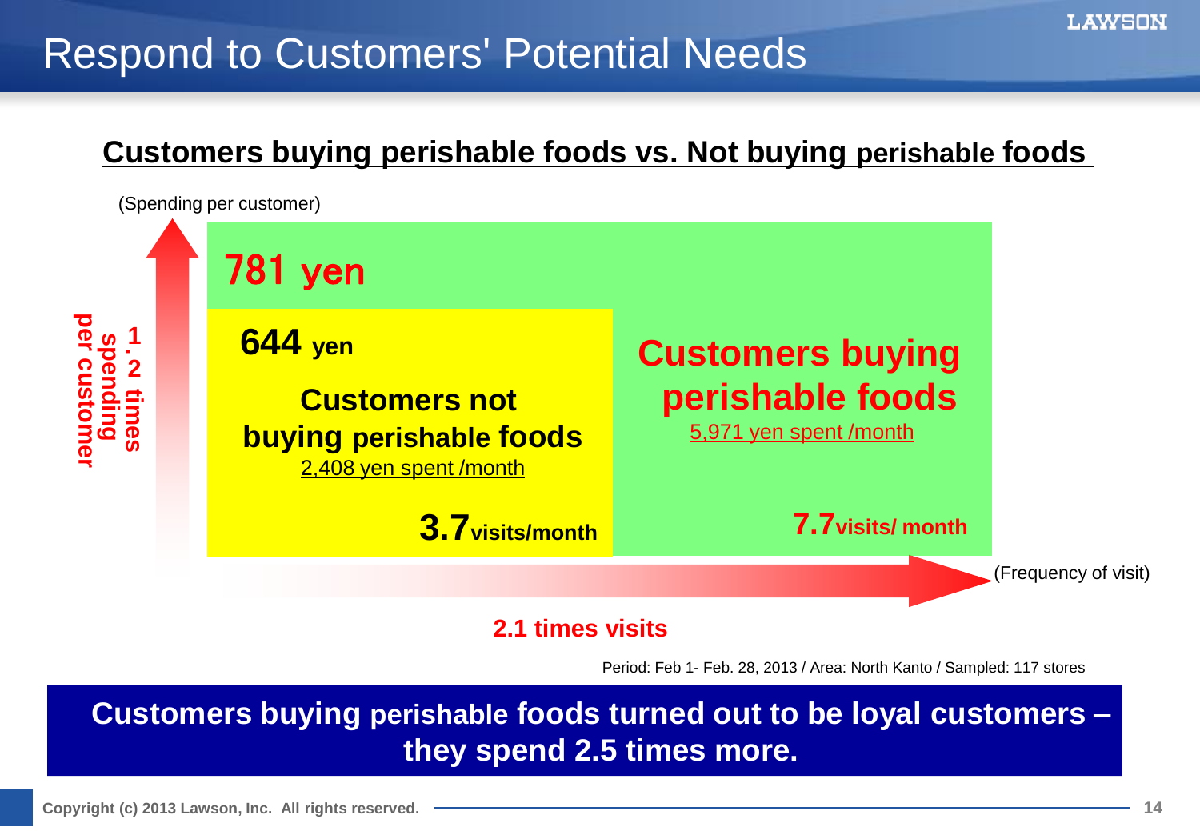# Respond to Customers' Potential Needs

## Customers buying perishable foods vs. Not buying perishable foods

(Spending per customer)

**1.2 times spending per customer**

**781 yen**

**644 yen**

**Customers not buying perishable foods**
2,408 yen spent /month

**3.7 visits/month**

**Customers buying perishable foods**
5,971 yen spent /month

**7.7 visits/ month**

(Frequency of visit)

**2.1 times visits**

Period: Feb 1- Feb. 28, 2013 / Area: North Kanto / Sampled: 117 stores

**Customers buying perishable foods turned out to be loyal customers – they spend 2.5 times more.**

Copyright (c) 2013 Lawson, Inc. All rights reserved.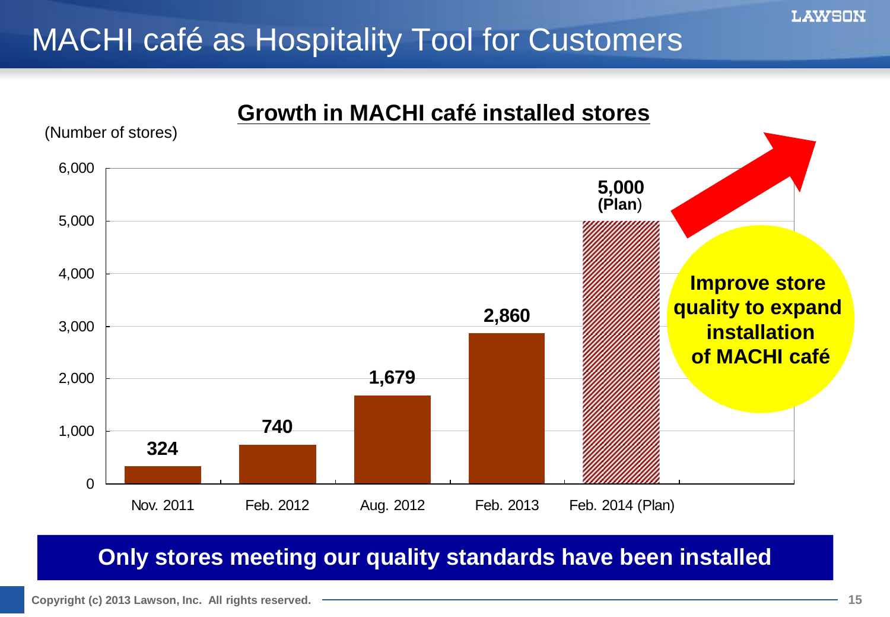# MACHI café as Hospitality Tool for Customers

## Growth in MACHI café installed stores

(Number of stores)

| Period | Number of stores |
|---|---|
| Nov. 2011 | 324 |
| Feb. 2012 | 740 |
| Aug. 2012 | 1,679 |
| Feb. 2013 | 2,860 |
| Feb. 2014 (Plan) | 5,000 (Plan) |

**Improve store quality to expand installation of MACHI café**

**Only stores meeting our quality standards have been installed**

Copyright (c) 2013 Lawson, Inc. All rights reserved.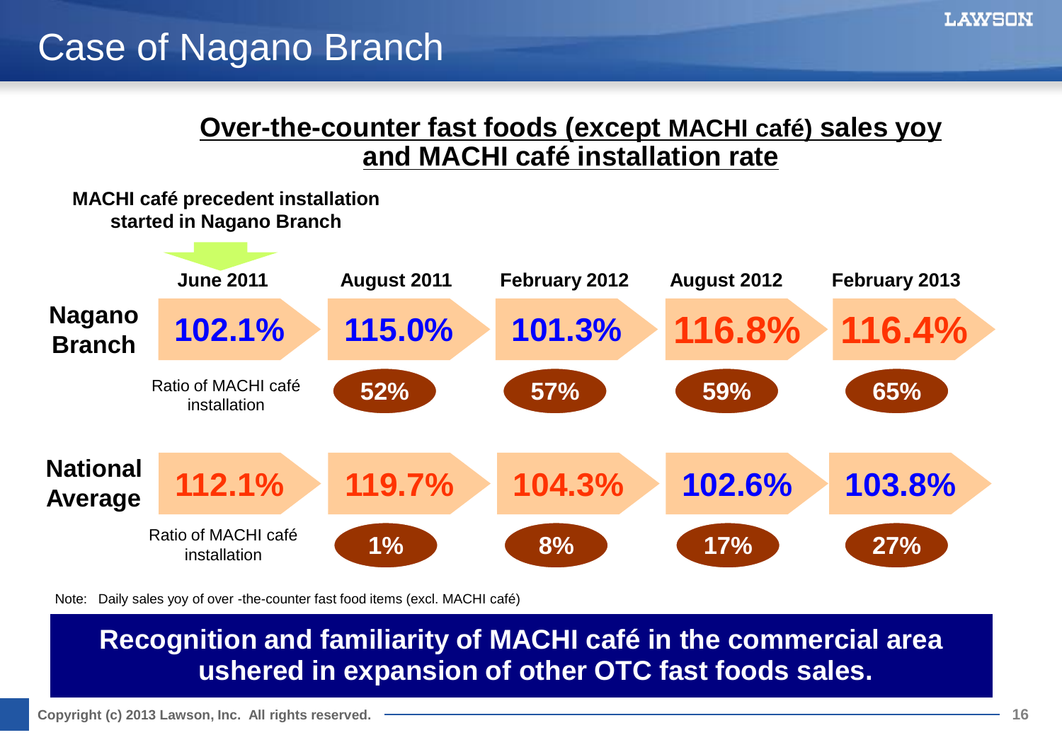# Case of Nagano Branch

## Over-the-counter fast foods (except MACHI café) sales yoy and MACHI café installation rate

**MACHI café precedent installation started in Nagano Branch** (June 2011)

| | June 2011 | August 2011 | February 2012 | August 2012 | February 2013 |
|---|---|---|---|---|---|
| **Nagano Branch** | 102.1% | 115.0% | 101.3% | 116.8% | 116.4% |
| Ratio of MACHI café installation | | 52% | 57% | 59% | 65% |
| **National Average** | 112.1% | 119.7% | 104.3% | 102.6% | 103.8% |
| Ratio of MACHI café installation | | 1% | 8% | 17% | 27% |

Note: Daily sales yoy of over -the-counter fast food items (excl. MACHI café)

**Recognition and familiarity of MACHI café in the commercial area ushered in expansion of other OTC fast foods sales.**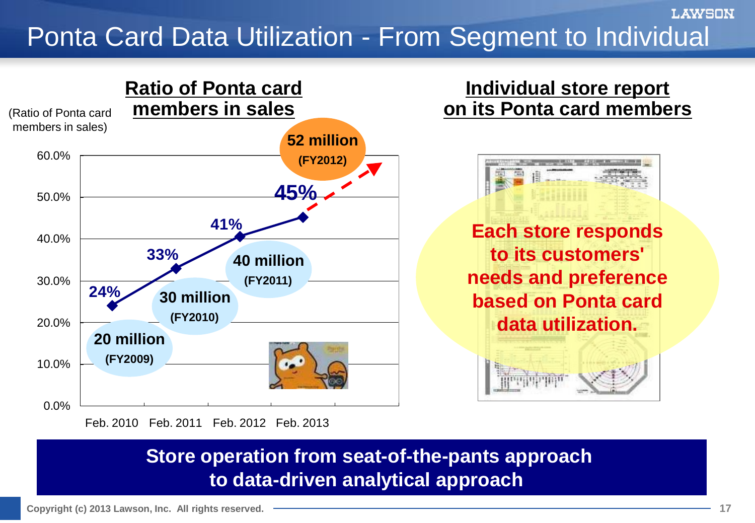# Ponta Card Data Utilization - From Segment to Individual

## Ratio of Ponta card members in sales

(Ratio of Ponta card members in sales)

| | Feb. 2010 | Feb. 2011 | Feb. 2012 | Feb. 2013 |
|---|---|---|---|---|
| Ratio of Ponta card members in sales | 24% | 33% | 41% | 45% |
| Members | 20 million (FY2009) | 30 million (FY2010) | 40 million (FY2011) | 52 million (FY2012) |

## Individual store report on its Ponta card members

**Each store responds to its customers' needs and preference based on Ponta card data utilization.**

**Store operation from seat-of-the-pants approach to data-driven analytical approach**

Copyright (c) 2013 Lawson, Inc. All rights reserved.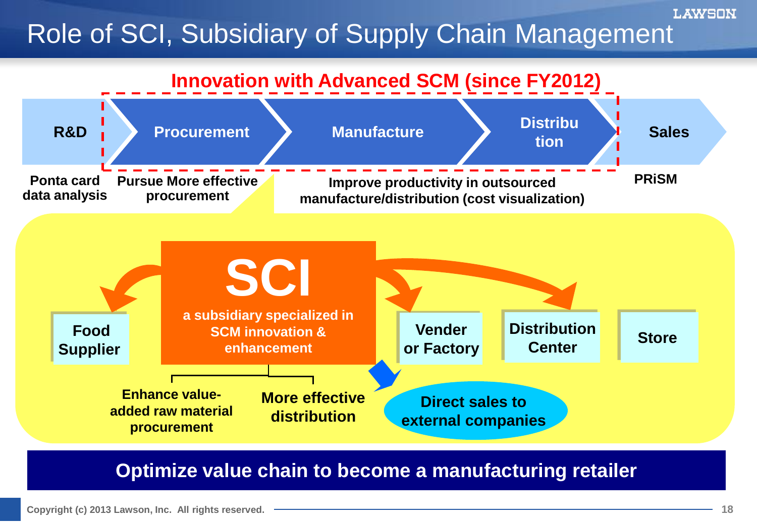# Role of SCI, Subsidiary of Supply Chain Management

**Innovation with Advanced SCM (since FY2012)**

R&D → Procurement → Manufacture → Distribution → Sales

- **R&D:** Ponta card data analysis
- **Procurement:** Pursue More effective procurement
- **Manufacture / Distribution:** Improve productivity in outsourced manufacture/distribution (cost visualization)
- **Sales:** PRiSM

**SCI**

a subsidiary specialized in SCM innovation & enhancement

Food Supplier | Vender or Factory | Distribution Center | Store

- Enhance value-added raw material procurement
- More effective distribution
- Direct sales to external companies

**Optimize value chain to become a manufacturing retailer**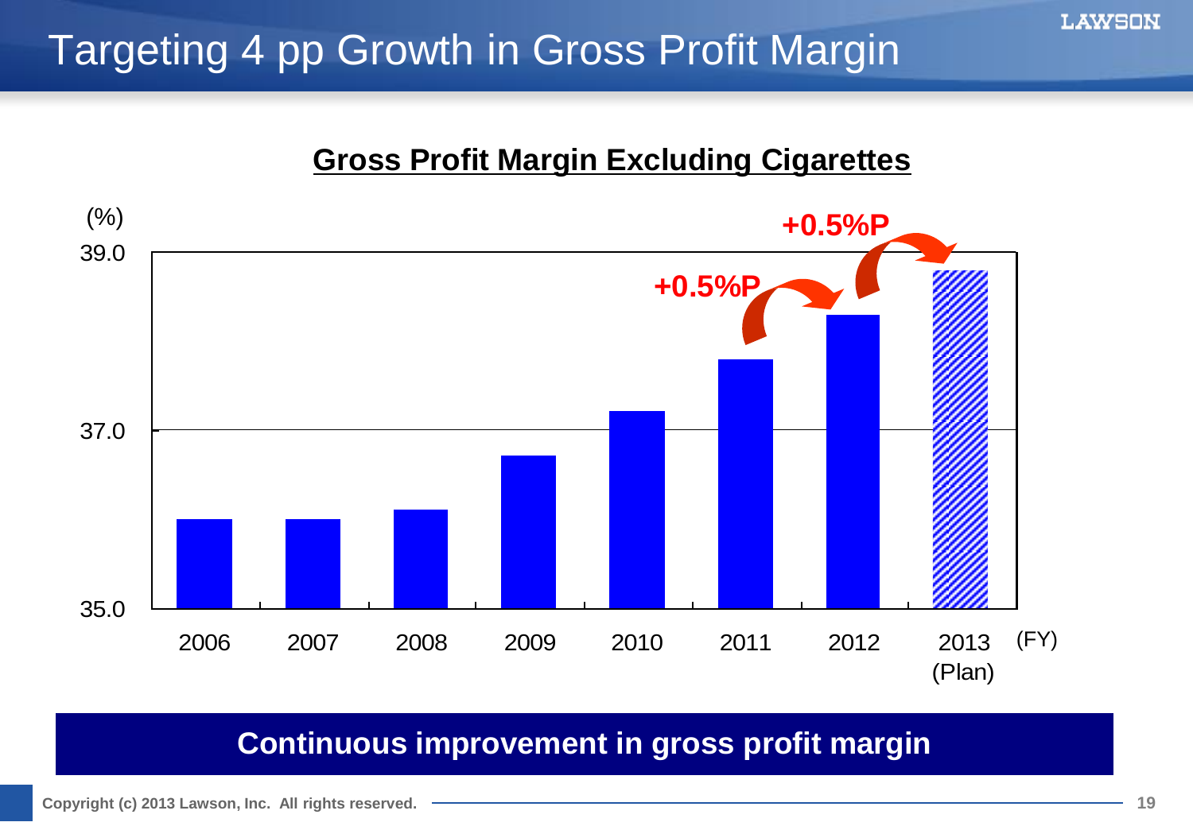# Targeting 4 pp Growth in Gross Profit Margin

## Gross Profit Margin Excluding Cigarettes

(%)

39.0

37.0

35.0

+0.5%P

+0.5%P

2006 2007 2008 2009 2010 2011 2012 2013 (Plan) (FY)

**Continuous improvement in gross profit margin**

Copyright (c) 2013 Lawson, Inc. All rights reserved.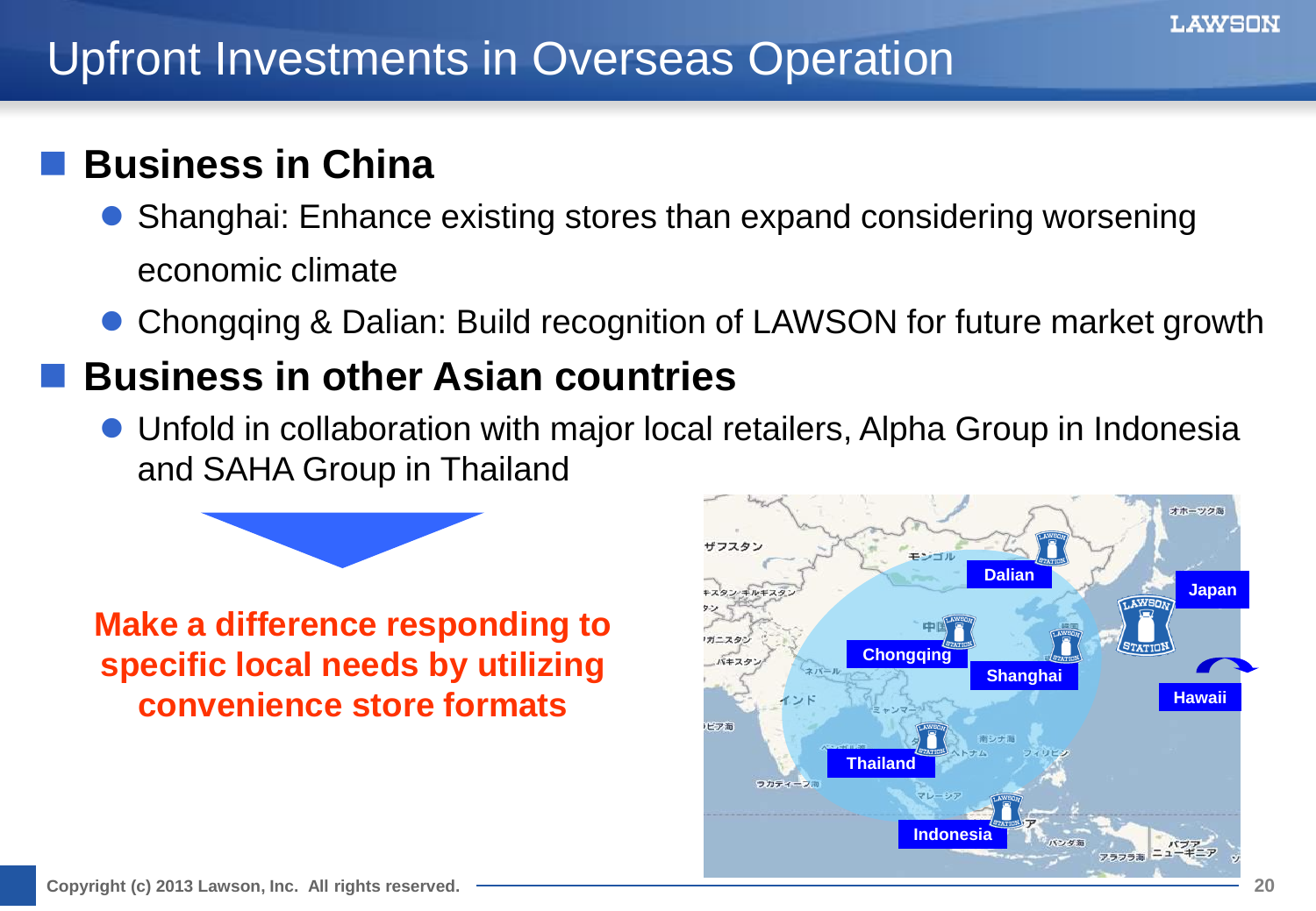# Upfront Investments in Overseas Operation

## Business in China

- Shanghai: Enhance existing stores than expand considering worsening economic climate
- Chongqing & Dalian: Build recognition of LAWSON for future market growth

## Business in other Asian countries

- Unfold in collaboration with major local retailers, Alpha Group in Indonesia and SAHA Group in Thailand

**Make a difference responding to specific local needs by utilizing convenience store formats**

Dalian
Japan
Chongqing
Shanghai
Hawaii
Thailand
Indonesia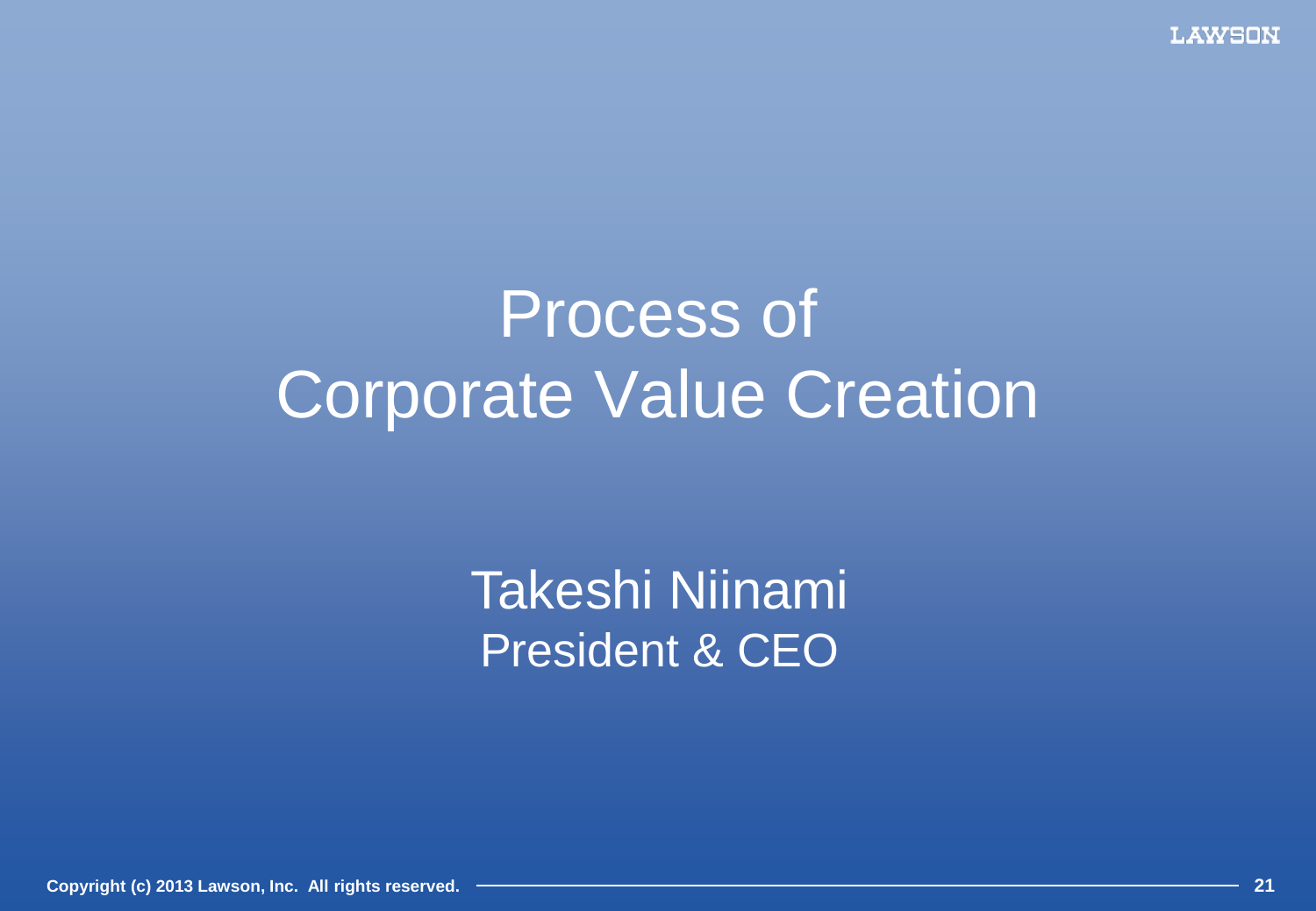# Process of Corporate Value Creation

Takeshi Niinami
President & CEO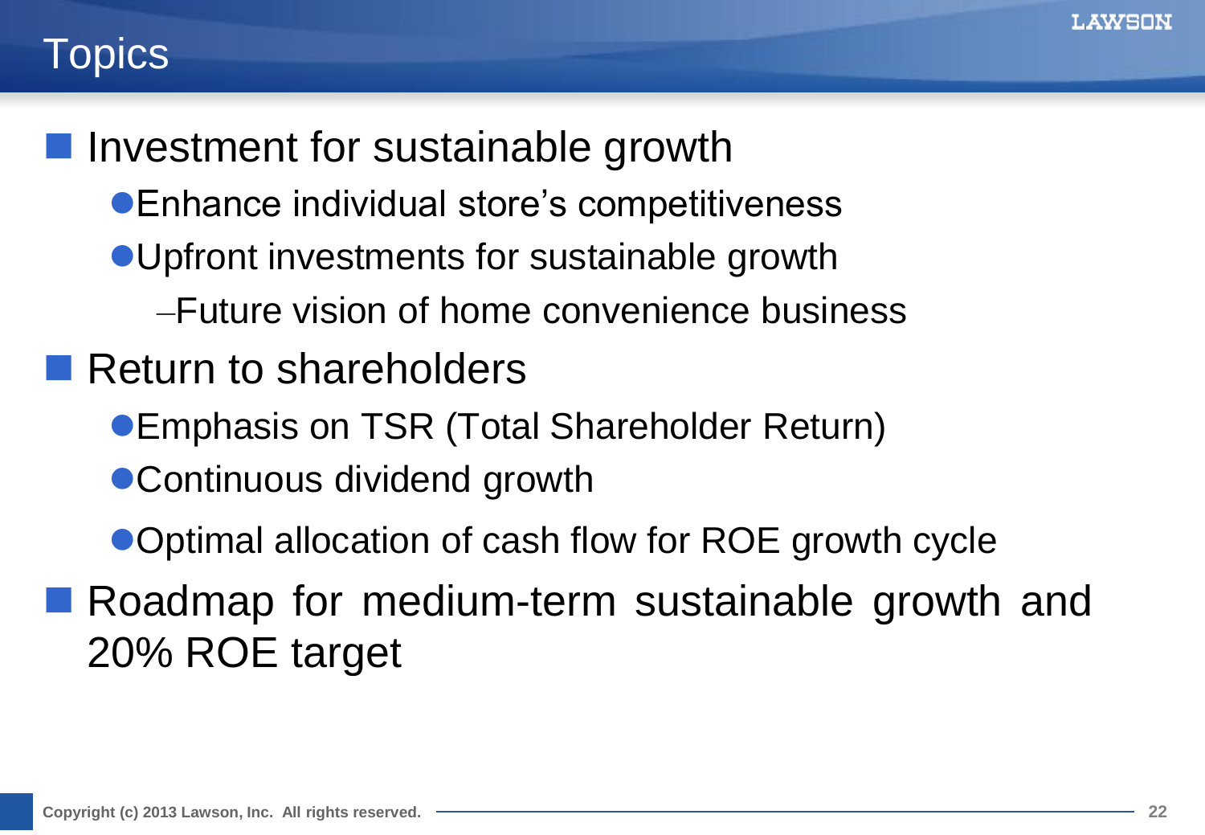# Topics

- Investment for sustainable growth
  - Enhance individual store's competitiveness
  - Upfront investments for sustainable growth
    - Future vision of home convenience business
- Return to shareholders
  - Emphasis on TSR (Total Shareholder Return)
  - Continuous dividend growth
  - Optimal allocation of cash flow for ROE growth cycle
- Roadmap for medium-term sustainable growth and 20% ROE target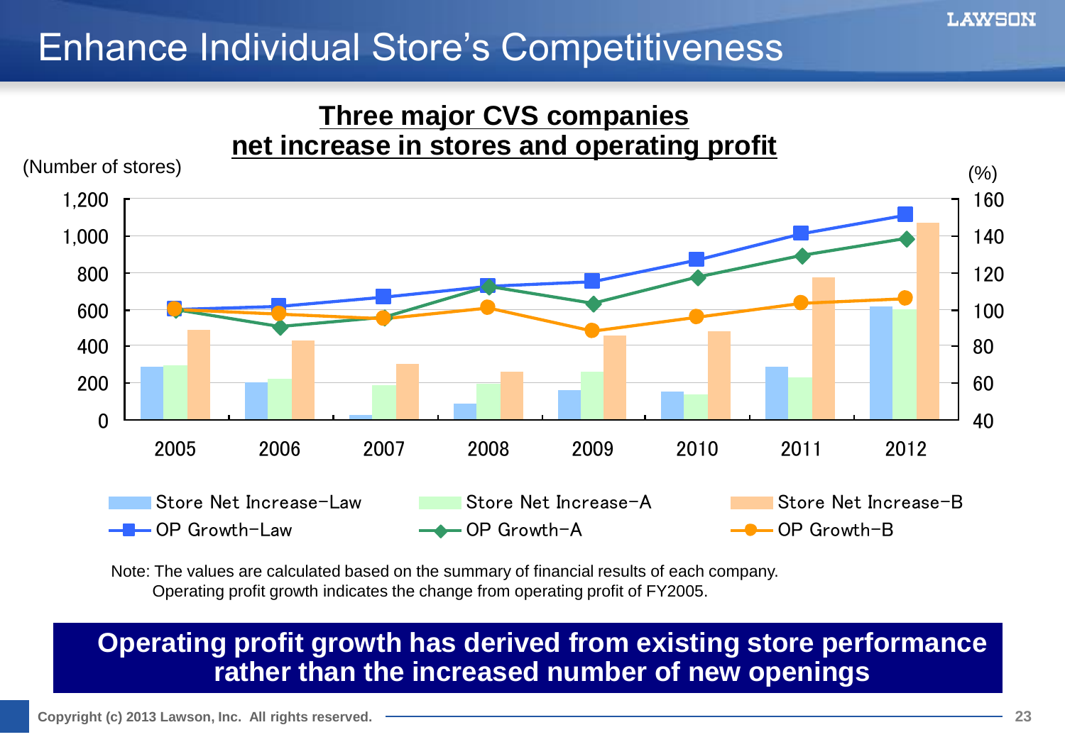# Enhance Individual Store's Competitiveness

**Three major CVS companies net increase in stores and operating profit**

(Number of stores) (%)

Store Net Increase-Law | Store Net Increase-A | Store Net Increase-B
OP Growth-Law | OP Growth-A | OP Growth-B

Note: The values are calculated based on the summary of financial results of each company.
Operating profit growth indicates the change from operating profit of FY2005.

**Operating profit growth has derived from existing store performance rather than the increased number of new openings**

Copyright (c) 2013 Lawson, Inc. All rights reserved.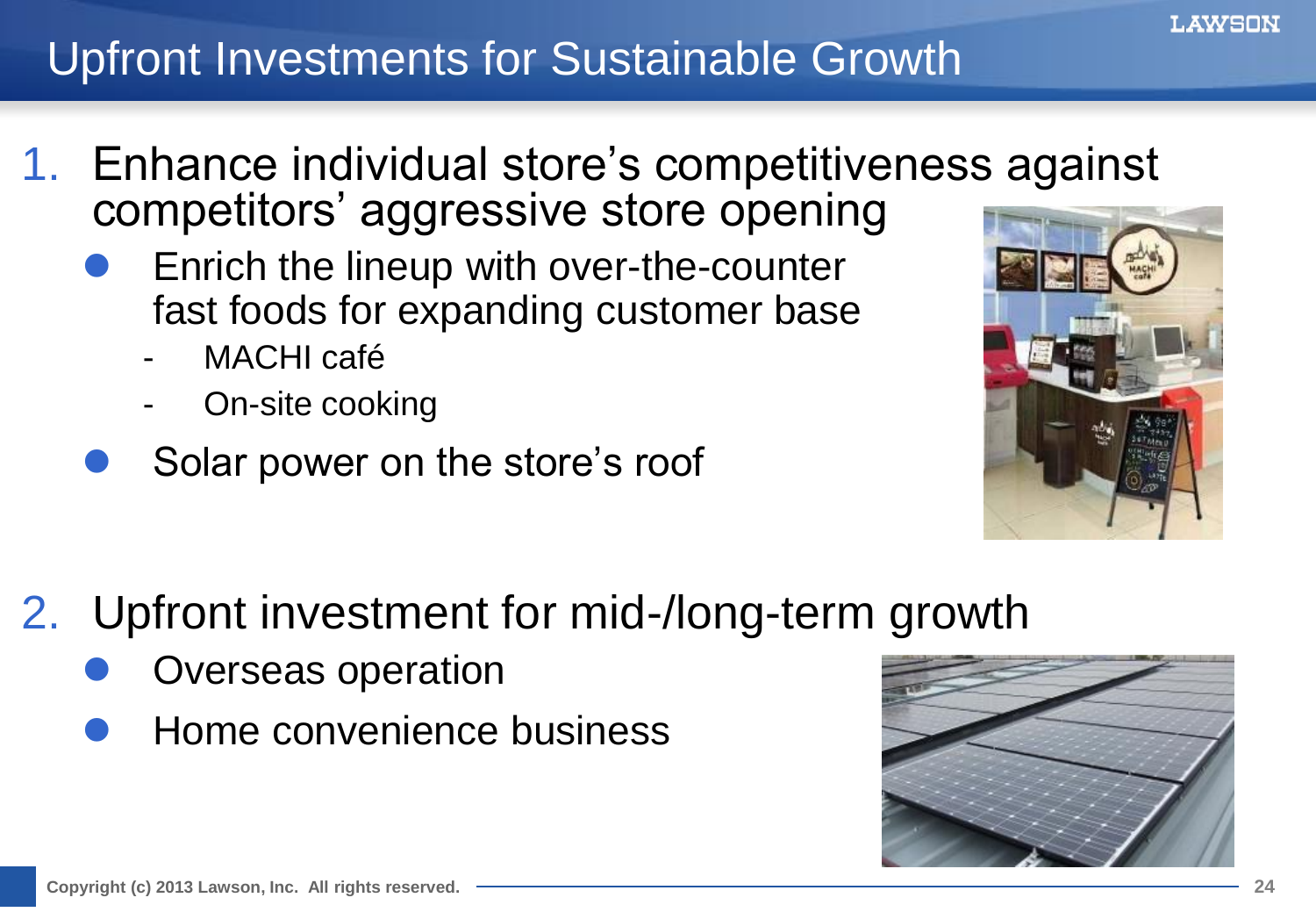# Upfront Investments for Sustainable Growth

1. Enhance individual store's competitiveness against competitors' aggressive store opening
   - Enrich the lineup with over-the-counter fast foods for expanding customer base
     - MACHI café
     - On-site cooking
   - Solar power on the store's roof

2. Upfront investment for mid-/long-term growth
   - Overseas operation
   - Home convenience business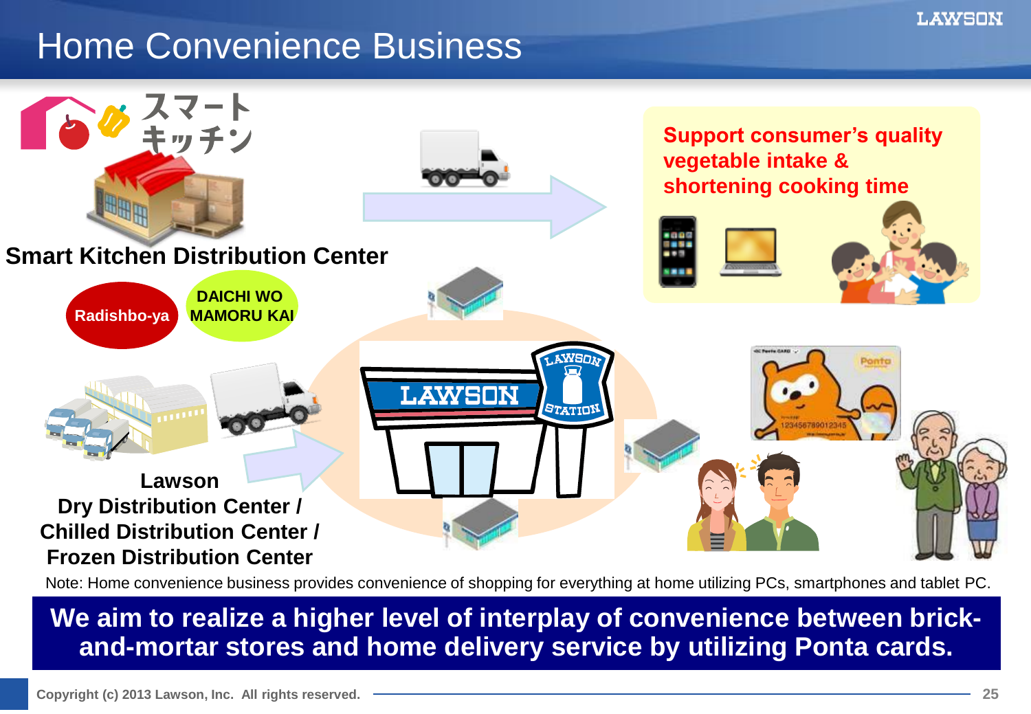# Home Convenience Business

スマートキッチン

**Smart Kitchen Distribution Center**

Radishbo-ya

DAICHI WO MAMORU KAI

**Lawson Dry Distribution Center / Chilled Distribution Center / Frozen Distribution Center**

**Support consumer's quality vegetable intake & shortening cooking time**

Note: Home convenience business provides convenience of shopping for everything at home utilizing PCs, smartphones and tablet PC.

**We aim to realize a higher level of interplay of convenience between brick-and-mortar stores and home delivery service by utilizing Ponta cards.**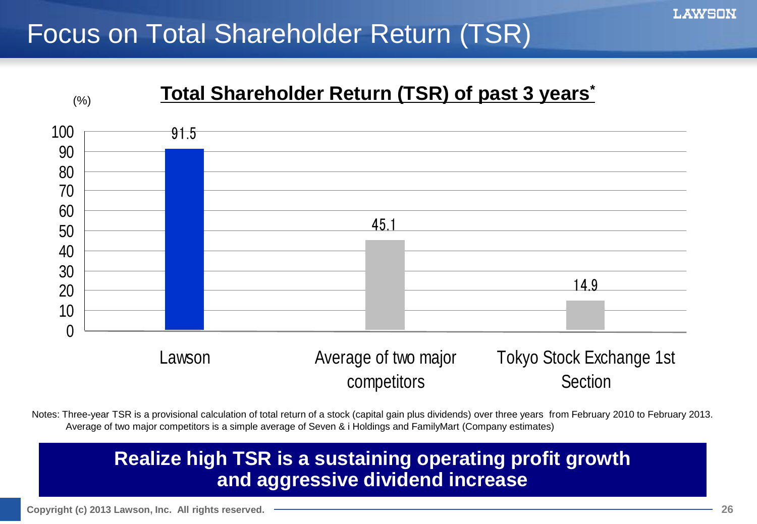# Focus on Total Shareholder Return (TSR)

## Total Shareholder Return (TSR) of past 3 years*

(%)

| | TSR (%) |
|---|---|
| Lawson | 91.5 |
| Average of two major competitors | 45.1 |
| Tokyo Stock Exchange 1st Section | 14.9 |

Notes: Three-year TSR is a provisional calculation of total return of a stock (capital gain plus dividends) over three years from February 2010 to February 2013.
Average of two major competitors is a simple average of Seven & i Holdings and FamilyMart (Company estimates)

**Realize high TSR is a sustaining operating profit growth and aggressive dividend increase**

Copyright (c) 2013 Lawson, Inc. All rights reserved.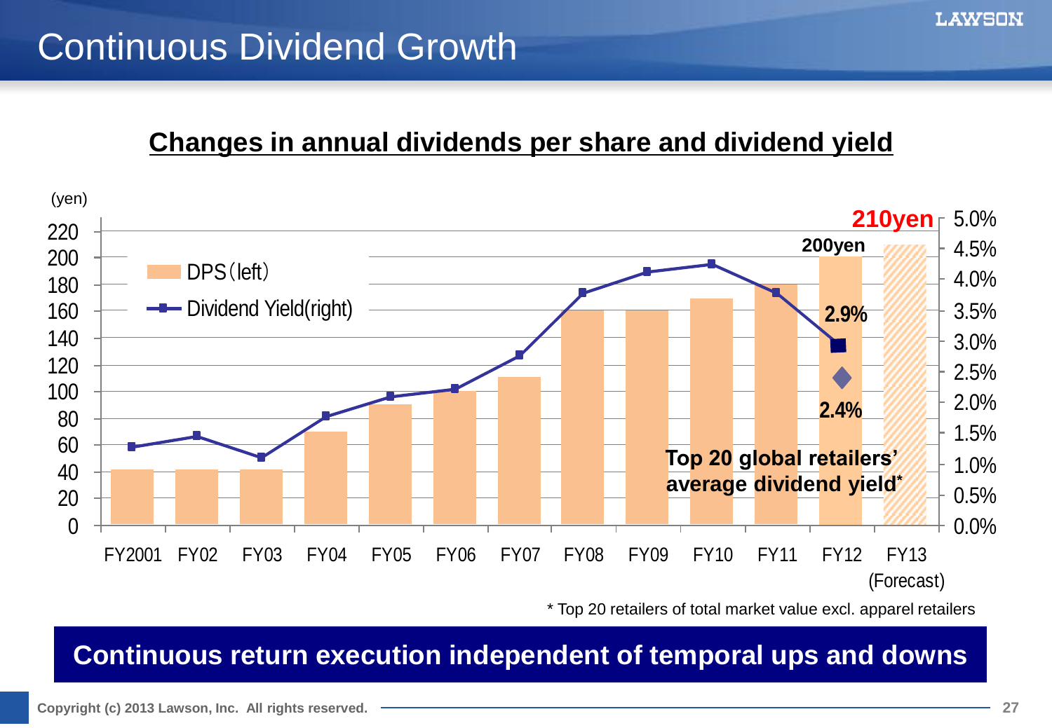# Continuous Dividend Growth

## Changes in annual dividends per share and dividend yield

(yen)

- DPS (left)
- Dividend Yield (right)

| | FY2001 | FY02 | FY03 | FY04 | FY05 | FY06 | FY07 | FY08 | FY09 | FY10 | FY11 | FY12 | FY13 (Forecast) |
|---|---|---|---|---|---|---|---|---|---|---|---|---|---|
| DPS (yen) | | | | | | | | | | | | 200yen | 210yen |
| Dividend Yield | | | | | | | | | | | | 2.9% | |

Top 20 global retailers' average dividend yield*: 2.4%

\* Top 20 retailers of total market value excl. apparel retailers

**Continuous return execution independent of temporal ups and downs**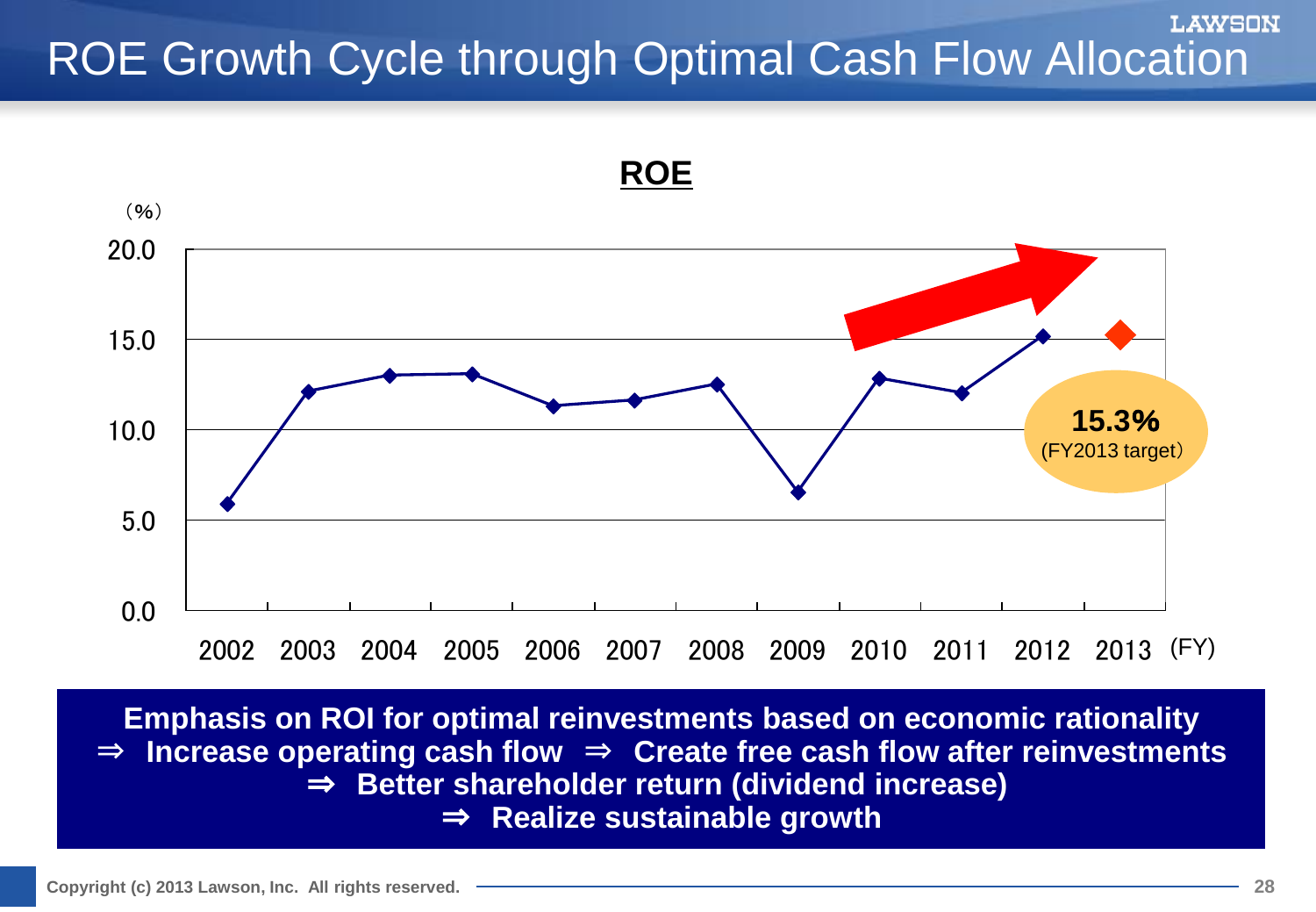# ROE Growth Cycle through Optimal Cash Flow Allocation

**ROE**

(%)

| FY | ROE (%) |
|---|---|
| 2002 | 5.9 |
| 2003 | 12.1 |
| 2004 | 13.0 |
| 2005 | 13.1 |
| 2006 | 11.3 |
| 2007 | 11.6 |
| 2008 | 12.5 |
| 2009 | 6.5 |
| 2010 | 12.8 |
| 2011 | 12.0 |
| 2012 | 15.1 |
| 2013 | 15.3 (FY2013 target) |

**15.3%** (FY2013 target)

**Emphasis on ROI for optimal reinvestments based on economic rationality**
**⇒ Increase operating cash flow ⇒ Create free cash flow after reinvestments**
**⇒ Better shareholder return (dividend increase)**
**⇒ Realize sustainable growth**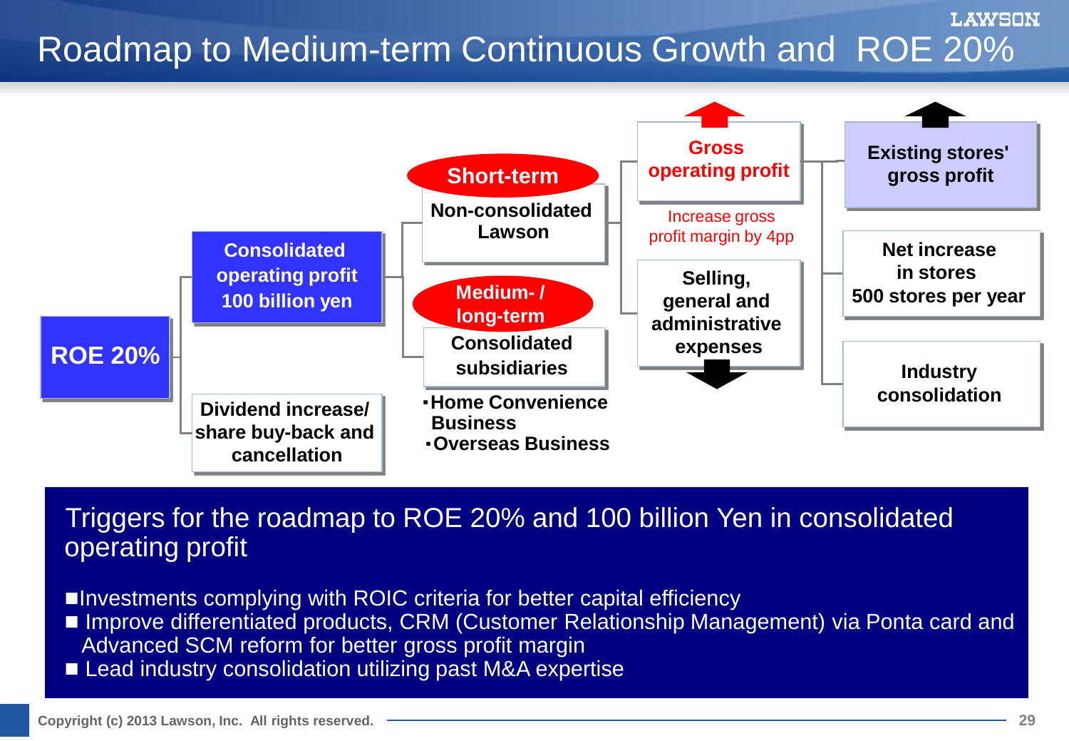# Roadmap to Medium-term Continuous Growth and ROE 20%

**ROE 20%**

- **Consolidated operating profit 100 billion yen**
  - **Short-term**: Non-consolidated Lawson
    - **Gross operating profit** (increase)
      - Increase gross profit margin by 4pp
    - **Selling, general and administrative expenses** (decrease)
    - **Existing stores' gross profit** (increase)
    - **Net increase in stores 500 stores per year**
    - **Industry consolidation**
  - **Medium- / long-term**: Consolidated subsidiaries
    - ･Home Convenience Business
    - ･Overseas Business
- **Dividend increase/ share buy-back and cancellation**

## Triggers for the roadmap to ROE 20% and 100 billion Yen in consolidated operating profit

- Investments complying with ROIC criteria for better capital efficiency
- Improve differentiated products, CRM (Customer Relationship Management) via Ponta card and Advanced SCM reform for better gross profit margin
- Lead industry consolidation utilizing past M&A expertise

Copyright (c) 2013 Lawson, Inc. All rights reserved.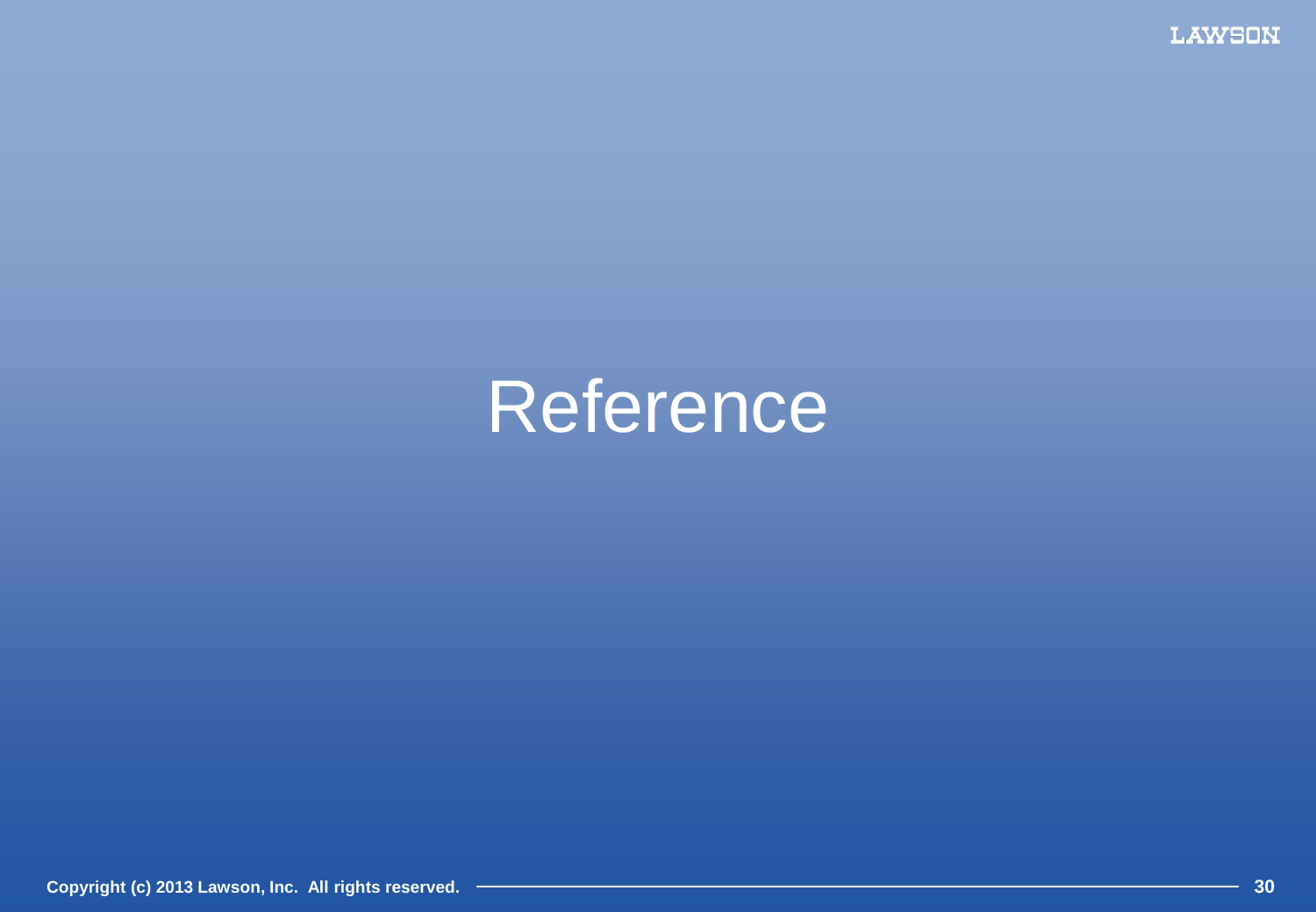# Reference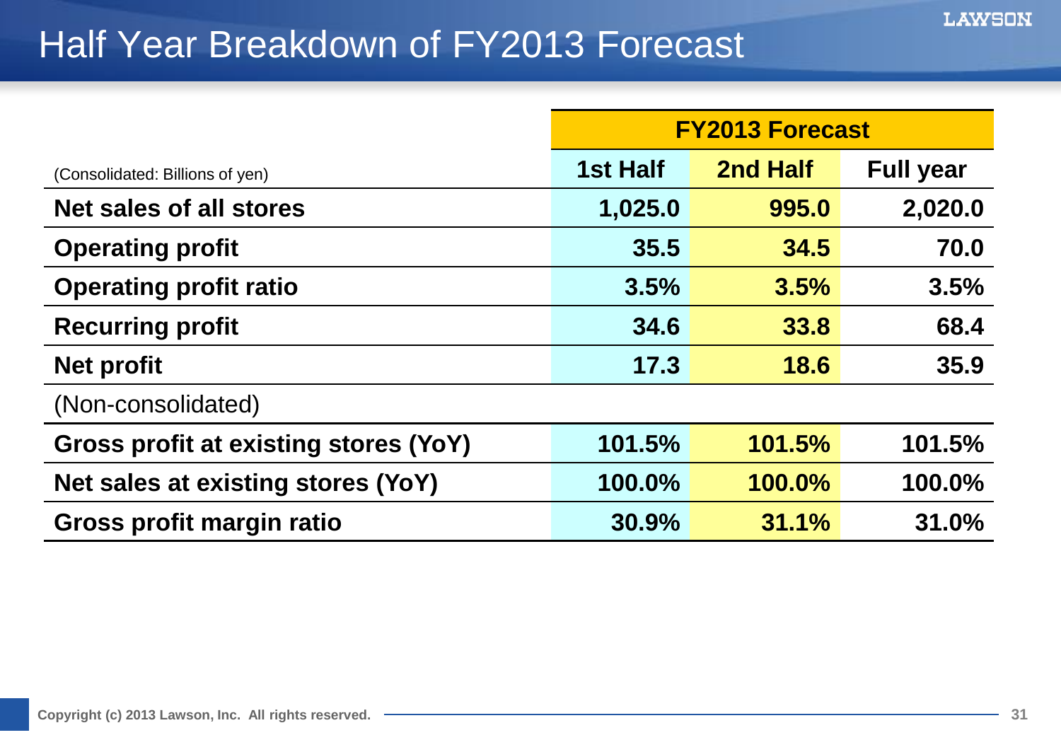# Half Year Breakdown of FY2013 Forecast

| (Consolidated: Billions of yen) | FY2013 Forecast | | |
|---|---|---|---|
| | 1st Half | 2nd Half | Full year |
| **Net sales of all stores** | 1,025.0 | 995.0 | 2,020.0 |
| **Operating profit** | 35.5 | 34.5 | 70.0 |
| **Operating profit ratio** | 3.5% | 3.5% | 3.5% |
| **Recurring profit** | 34.6 | 33.8 | 68.4 |
| **Net profit** | 17.3 | 18.6 | 35.9 |
| (Non-consolidated) | | | |
| **Gross profit at existing stores (YoY)** | 101.5% | 101.5% | 101.5% |
| **Net sales at existing stores (YoY)** | 100.0% | 100.0% | 100.0% |
| **Gross profit margin ratio** | 30.9% | 31.1% | 31.0% |

Copyright (c) 2013 Lawson, Inc. All rights reserved.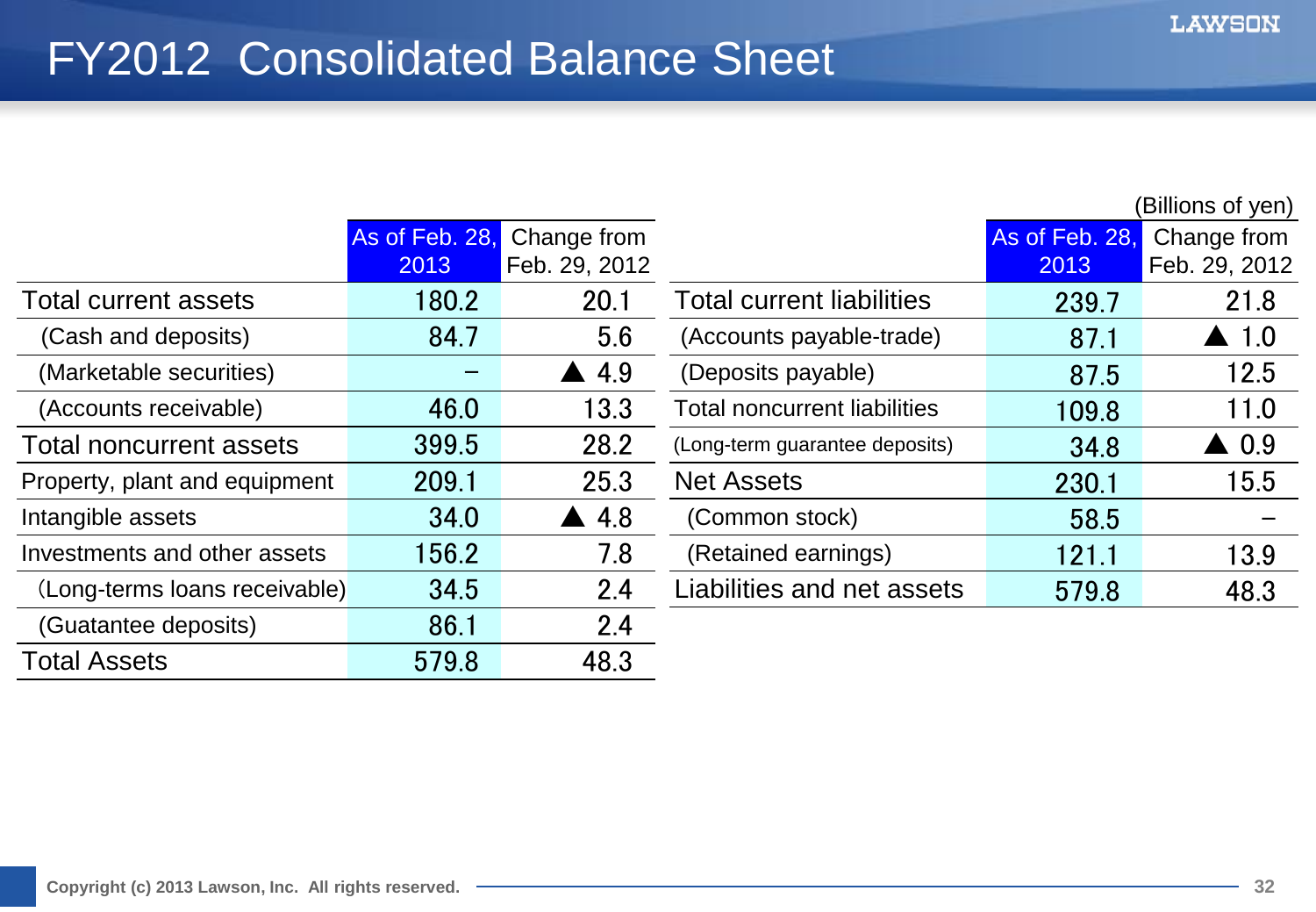# FY2012 Consolidated Balance Sheet

(Billions of yen)

| | As of Feb. 28, 2013 | Change from Feb. 29, 2012 |
|---|---|---|
| Total current assets | 180.2 | 20.1 |
| (Cash and deposits) | 84.7 | 5.6 |
| (Marketable securities) | – | ▲ 4.9 |
| (Accounts receivable) | 46.0 | 13.3 |
| Total noncurrent assets | 399.5 | 28.2 |
| Property, plant and equipment | 209.1 | 25.3 |
| Intangible assets | 34.0 | ▲ 4.8 |
| Investments and other assets | 156.2 | 7.8 |
| (Long-terms loans receivable) | 34.5 | 2.4 |
| (Guatantee deposits) | 86.1 | 2.4 |
| Total Assets | 579.8 | 48.3 |

| | As of Feb. 28, 2013 | Change from Feb. 29, 2012 |
|---|---|---|
| Total current liabilities | 239.7 | 21.8 |
| (Accounts payable-trade) | 87.1 | ▲ 1.0 |
| (Deposits payable) | 87.5 | 12.5 |
| Total noncurrent liabilities | 109.8 | 11.0 |
| (Long-term guarantee deposits) | 34.8 | ▲ 0.9 |
| Net Assets | 230.1 | 15.5 |
| (Common stock) | 58.5 | – |
| (Retained earnings) | 121.1 | 13.9 |
| Liabilities and net assets | 579.8 | 48.3 |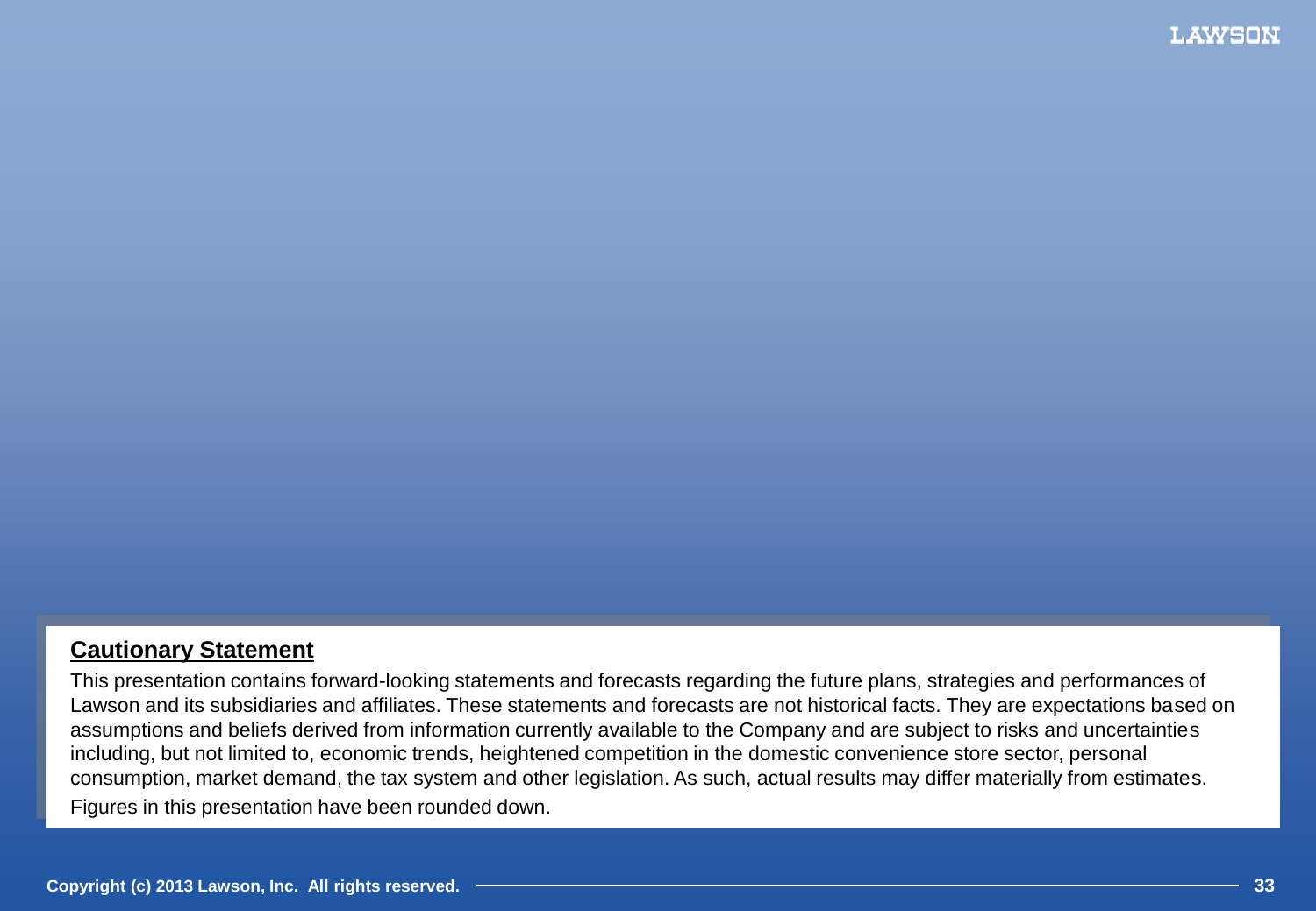## Cautionary Statement

This presentation contains forward-looking statements and forecasts regarding the future plans, strategies and performances of Lawson and its subsidiaries and affiliates. These statements and forecasts are not historical facts. They are expectations based on assumptions and beliefs derived from information currently available to the Company and are subject to risks and uncertainties including, but not limited to, economic trends, heightened competition in the domestic convenience store sector, personal consumption, market demand, the tax system and other legislation. As such, actual results may differ materially from estimates.

Figures in this presentation have been rounded down.